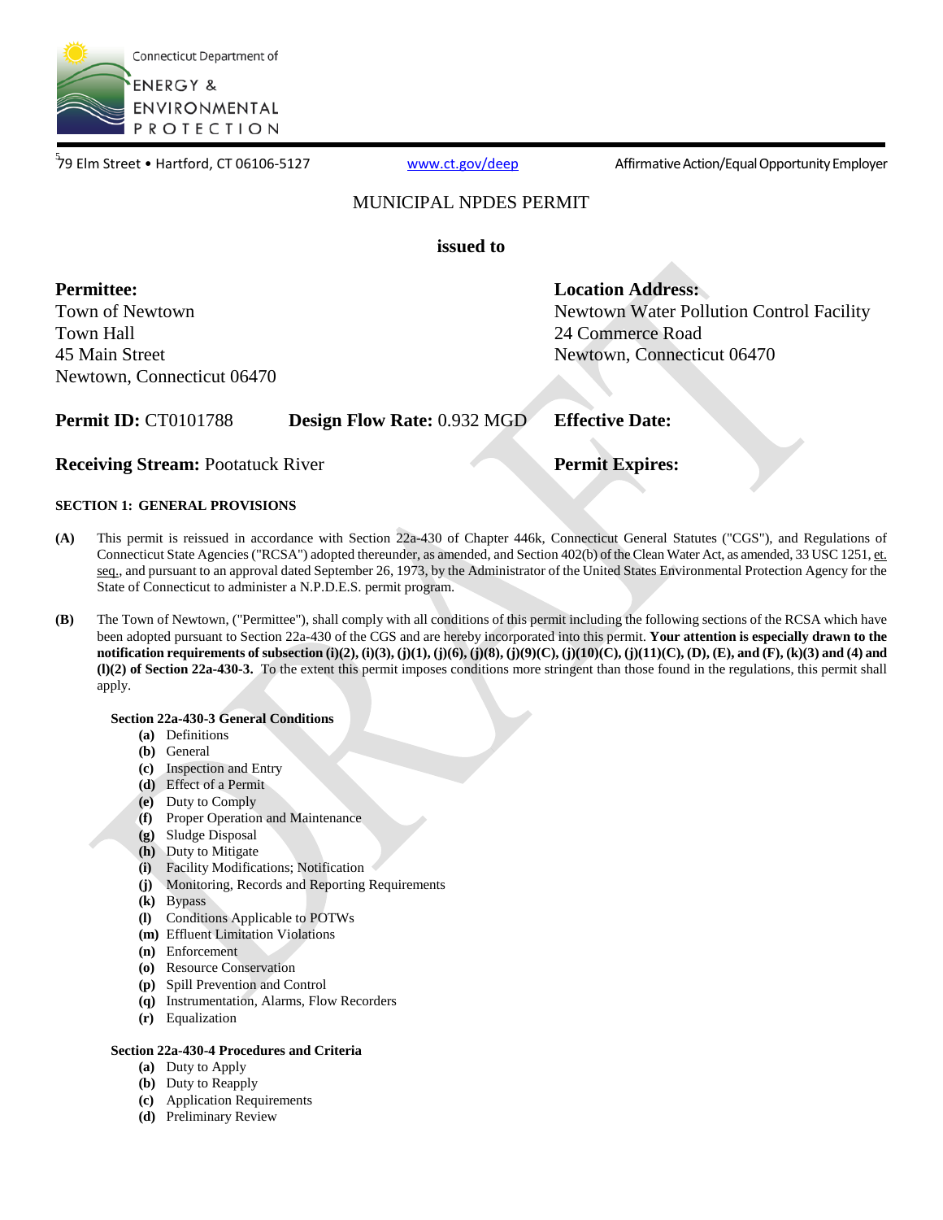Connecticut Department of ENERGY & ENVIRONMENTAL PROTECTION

79 Elm Street • Hartford, CT 06106-5127 www.ct.gov/deep Affirmative Action/Equal Opportunity Employer

# MUNICIPAL NPDES PERMIT

**issued to**

| **Permittee:** | **Location Address:** |
|---|---|
| Town of Newtown | Newtown Water Pollution Control Facility |
| Town Hall | 24 Commerce Road |
| 45 Main Street | Newtown, Connecticut 06470 |
| Newtown, Connecticut 06470 | |

**Permit ID:** CT0101788 **Design Flow Rate:** 0.932 MGD **Effective Date:**

**Receiving Stream:** Pootatuck River **Permit Expires:**

## SECTION 1: GENERAL PROVISIONS

**(A)** This permit is reissued in accordance with Section 22a-430 of Chapter 446k, Connecticut General Statutes ("CGS"), and Regulations of Connecticut State Agencies ("RCSA") adopted thereunder, as amended, and Section 402(b) of the Clean Water Act, as amended, 33 USC 1251, et. seq., and pursuant to an approval dated September 26, 1973, by the Administrator of the United States Environmental Protection Agency for the State of Connecticut to administer a N.P.D.E.S. permit program.

**(B)** The Town of Newtown, ("Permittee"), shall comply with all conditions of this permit including the following sections of the RCSA which have been adopted pursuant to Section 22a-430 of the CGS and are hereby incorporated into this permit. **Your attention is especially drawn to the notification requirements of subsection (i)(2), (i)(3), (j)(1), (j)(6), (j)(8), (j)(9)(C), (j)(10)(C), (j)(11)(C), (D), (E), and (F), (k)(3) and (4) and (l)(2) of Section 22a-430-3.** To the extent this permit imposes conditions more stringent than those found in the regulations, this permit shall apply.

**Section 22a-430-3 General Conditions**

- **(a)** Definitions
- **(b)** General
- **(c)** Inspection and Entry
- **(d)** Effect of a Permit
- **(e)** Duty to Comply
- **(f)** Proper Operation and Maintenance
- **(g)** Sludge Disposal
- **(h)** Duty to Mitigate
- **(i)** Facility Modifications; Notification
- **(j)** Monitoring, Records and Reporting Requirements
- **(k)** Bypass
- **(l)** Conditions Applicable to POTWs
- **(m)** Effluent Limitation Violations
- **(n)** Enforcement
- **(o)** Resource Conservation
- **(p)** Spill Prevention and Control
- **(q)** Instrumentation, Alarms, Flow Recorders
- **(r)** Equalization

**Section 22a-430-4 Procedures and Criteria**

- **(a)** Duty to Apply
- **(b)** Duty to Reapply
- **(c)** Application Requirements
- **(d)** Preliminary Review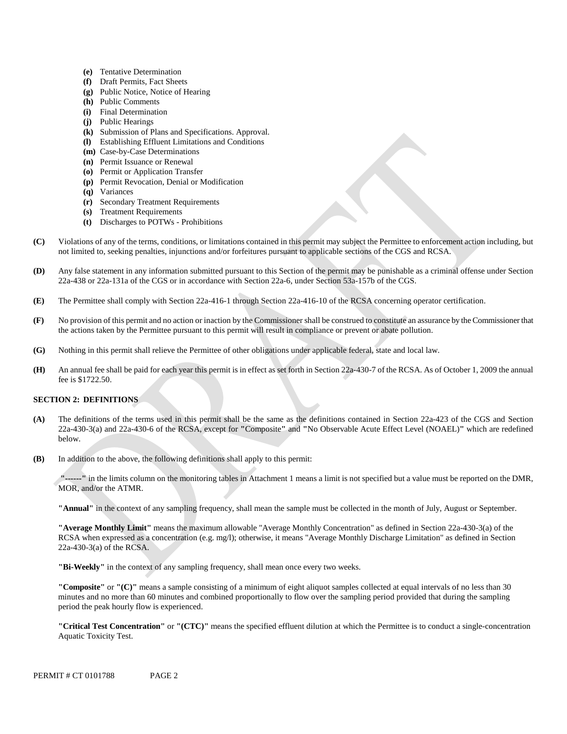- **(e)** Tentative Determination
- **(f)** Draft Permits, Fact Sheets
- **(g)** Public Notice, Notice of Hearing
- **(h)** Public Comments
- **(i)** Final Determination
- **(j)** Public Hearings
- **(k)** Submission of Plans and Specifications. Approval.
- **(l)** Establishing Effluent Limitations and Conditions
- **(m)** Case-by-Case Determinations
- **(n)** Permit Issuance or Renewal
- **(o)** Permit or Application Transfer
- **(p)** Permit Revocation, Denial or Modification
- **(q)** Variances
- **(r)** Secondary Treatment Requirements
- **(s)** Treatment Requirements
- **(t)** Discharges to POTWs - Prohibitions

**(C)** Violations of any of the terms, conditions, or limitations contained in this permit may subject the Permittee to enforcement action including, but not limited to, seeking penalties, injunctions and/or forfeitures pursuant to applicable sections of the CGS and RCSA.

**(D)** Any false statement in any information submitted pursuant to this Section of the permit may be punishable as a criminal offense under Section 22a-438 or 22a-131a of the CGS or in accordance with Section 22a-6, under Section 53a-157b of the CGS.

**(E)** The Permittee shall comply with Section 22a-416-1 through Section 22a-416-10 of the RCSA concerning operator certification.

**(F)** No provision of this permit and no action or inaction by the Commissioner shall be construed to constitute an assurance by the Commissioner that the actions taken by the Permittee pursuant to this permit will result in compliance or prevent or abate pollution.

**(G)** Nothing in this permit shall relieve the Permittee of other obligations under applicable federal, state and local law.

**(H)** An annual fee shall be paid for each year this permit is in effect as set forth in Section 22a-430-7 of the RCSA. As of October 1, 2009 the annual fee is $1722.50.

**SECTION 2: DEFINITIONS**

**(A)** The definitions of the terms used in this permit shall be the same as the definitions contained in Section 22a-423 of the CGS and Section 22a-430-3(a) and 22a-430-6 of the RCSA, except for **"**Composite**"** and **"**No Observable Acute Effect Level (NOAEL)**"** which are redefined below.

**(B)** In addition to the above, the following definitions shall apply to this permit:

**"------"** in the limits column on the monitoring tables in Attachment 1 means a limit is not specified but a value must be reported on the DMR, MOR, and/or the ATMR.

**"Annual"** in the context of any sampling frequency, shall mean the sample must be collected in the month of July, August or September.

**"Average Monthly Limit"** means the maximum allowable "Average Monthly Concentration" as defined in Section 22a-430-3(a) of the RCSA when expressed as a concentration (e.g. mg/l); otherwise, it means "Average Monthly Discharge Limitation" as defined in Section 22a-430-3(a) of the RCSA.

**"Bi-Weekly"** in the context of any sampling frequency, shall mean once every two weeks.

**"Composite"** or **"(C)"** means a sample consisting of a minimum of eight aliquot samples collected at equal intervals of no less than 30 minutes and no more than 60 minutes and combined proportionally to flow over the sampling period provided that during the sampling period the peak hourly flow is experienced.

**"Critical Test Concentration"** or **"(CTC)"** means the specified effluent dilution at which the Permittee is to conduct a single-concentration Aquatic Toxicity Test.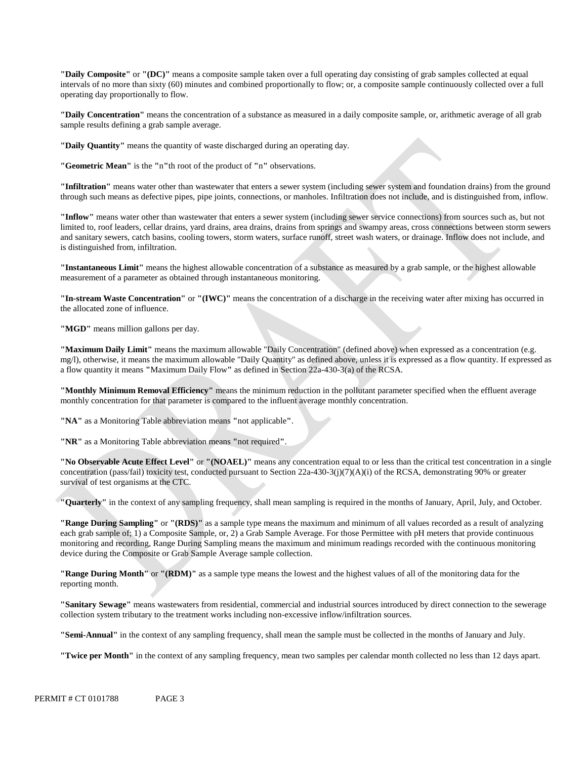**"Daily Composite"** or **"(DC)"** means a composite sample taken over a full operating day consisting of grab samples collected at equal intervals of no more than sixty (60) minutes and combined proportionally to flow; or, a composite sample continuously collected over a full operating day proportionally to flow.

**"Daily Concentration"** means the concentration of a substance as measured in a daily composite sample, or, arithmetic average of all grab sample results defining a grab sample average.

**"Daily Quantity"** means the quantity of waste discharged during an operating day.

**"Geometric Mean"** is the **"n"**th root of the product of **"n"** observations.

**"Infiltration"** means water other than wastewater that enters a sewer system (including sewer system and foundation drains) from the ground through such means as defective pipes, pipe joints, connections, or manholes. Infiltration does not include, and is distinguished from, inflow.

**"Inflow"** means water other than wastewater that enters a sewer system (including sewer service connections) from sources such as, but not limited to, roof leaders, cellar drains, yard drains, area drains, drains from springs and swampy areas, cross connections between storm sewers and sanitary sewers, catch basins, cooling towers, storm waters, surface runoff, street wash waters, or drainage. Inflow does not include, and is distinguished from, infiltration.

**"Instantaneous Limit"** means the highest allowable concentration of a substance as measured by a grab sample, or the highest allowable measurement of a parameter as obtained through instantaneous monitoring.

**"In-stream Waste Concentration"** or **"(IWC)"** means the concentration of a discharge in the receiving water after mixing has occurred in the allocated zone of influence.

**"MGD"** means million gallons per day.

**"Maximum Daily Limit"** means the maximum allowable "Daily Concentration" (defined above) when expressed as a concentration (e.g. mg/l), otherwise, it means the maximum allowable "Daily Quantity" as defined above, unless it is expressed as a flow quantity. If expressed as a flow quantity it means **"**Maximum Daily Flow**"** as defined in Section 22a-430-3(a) of the RCSA.

**"Monthly Minimum Removal Efficiency"** means the minimum reduction in the pollutant parameter specified when the effluent average monthly concentration for that parameter is compared to the influent average monthly concentration.

**"NA"** as a Monitoring Table abbreviation means **"**not applicable**"**.

**"NR"** as a Monitoring Table abbreviation means **"**not required**"**.

**"No Observable Acute Effect Level"** or **"(NOAEL)"** means any concentration equal to or less than the critical test concentration in a single concentration (pass/fail) toxicity test, conducted pursuant to Section 22a-430-3(j)(7)(A)(i) of the RCSA, demonstrating 90% or greater survival of test organisms at the CTC.

**"Quarterly"** in the context of any sampling frequency, shall mean sampling is required in the months of January, April, July, and October.

**"Range During Sampling"** or **"(RDS)"** as a sample type means the maximum and minimum of all values recorded as a result of analyzing each grab sample of; 1) a Composite Sample, or, 2) a Grab Sample Average. For those Permittee with pH meters that provide continuous monitoring and recording, Range During Sampling means the maximum and minimum readings recorded with the continuous monitoring device during the Composite or Grab Sample Average sample collection.

**"Range During Month"** or **"(RDM)"** as a sample type means the lowest and the highest values of all of the monitoring data for the reporting month.

**"Sanitary Sewage"** means wastewaters from residential, commercial and industrial sources introduced by direct connection to the sewerage collection system tributary to the treatment works including non-excessive inflow/infiltration sources.

**"Semi-Annual"** in the context of any sampling frequency, shall mean the sample must be collected in the months of January and July.

**"Twice per Month"** in the context of any sampling frequency, mean two samples per calendar month collected no less than 12 days apart.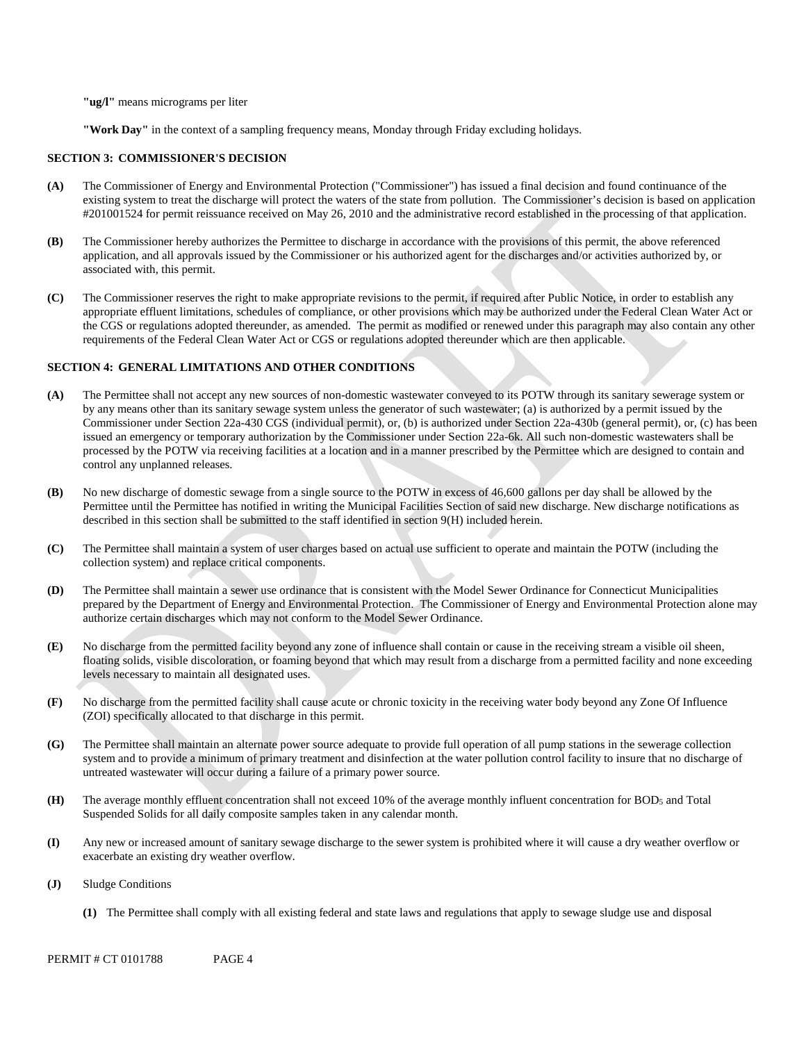**"ug/l"** means micrograms per liter

**"Work Day"** in the context of a sampling frequency means, Monday through Friday excluding holidays.

## SECTION 3: COMMISSIONER'S DECISION

**(A)** The Commissioner of Energy and Environmental Protection ("Commissioner") has issued a final decision and found continuance of the existing system to treat the discharge will protect the waters of the state from pollution. The Commissioner's decision is based on application #201001524 for permit reissuance received on May 26, 2010 and the administrative record established in the processing of that application.

**(B)** The Commissioner hereby authorizes the Permittee to discharge in accordance with the provisions of this permit, the above referenced application, and all approvals issued by the Commissioner or his authorized agent for the discharges and/or activities authorized by, or associated with, this permit.

**(C)** The Commissioner reserves the right to make appropriate revisions to the permit, if required after Public Notice, in order to establish any appropriate effluent limitations, schedules of compliance, or other provisions which may be authorized under the Federal Clean Water Act or the CGS or regulations adopted thereunder, as amended. The permit as modified or renewed under this paragraph may also contain any other requirements of the Federal Clean Water Act or CGS or regulations adopted thereunder which are then applicable.

## SECTION 4: GENERAL LIMITATIONS AND OTHER CONDITIONS

**(A)** The Permittee shall not accept any new sources of non-domestic wastewater conveyed to its POTW through its sanitary sewerage system or by any means other than its sanitary sewage system unless the generator of such wastewater; (a) is authorized by a permit issued by the Commissioner under Section 22a-430 CGS (individual permit), or, (b) is authorized under Section 22a-430b (general permit), or, (c) has been issued an emergency or temporary authorization by the Commissioner under Section 22a-6k. All such non-domestic wastewaters shall be processed by the POTW via receiving facilities at a location and in a manner prescribed by the Permittee which are designed to contain and control any unplanned releases.

**(B)** No new discharge of domestic sewage from a single source to the POTW in excess of 46,600 gallons per day shall be allowed by the Permittee until the Permittee has notified in writing the Municipal Facilities Section of said new discharge. New discharge notifications as described in this section shall be submitted to the staff identified in section 9(H) included herein.

**(C)** The Permittee shall maintain a system of user charges based on actual use sufficient to operate and maintain the POTW (including the collection system) and replace critical components.

**(D)** The Permittee shall maintain a sewer use ordinance that is consistent with the Model Sewer Ordinance for Connecticut Municipalities prepared by the Department of Energy and Environmental Protection. The Commissioner of Energy and Environmental Protection alone may authorize certain discharges which may not conform to the Model Sewer Ordinance.

**(E)** No discharge from the permitted facility beyond any zone of influence shall contain or cause in the receiving stream a visible oil sheen, floating solids, visible discoloration, or foaming beyond that which may result from a discharge from a permitted facility and none exceeding levels necessary to maintain all designated uses.

**(F)** No discharge from the permitted facility shall cause acute or chronic toxicity in the receiving water body beyond any Zone Of Influence (ZOI) specifically allocated to that discharge in this permit.

**(G)** The Permittee shall maintain an alternate power source adequate to provide full operation of all pump stations in the sewerage collection system and to provide a minimum of primary treatment and disinfection at the water pollution control facility to insure that no discharge of untreated wastewater will occur during a failure of a primary power source.

**(H)** The average monthly effluent concentration shall not exceed 10% of the average monthly influent concentration for $BOD_5$ and Total Suspended Solids for all daily composite samples taken in any calendar month.

**(I)** Any new or increased amount of sanitary sewage discharge to the sewer system is prohibited where it will cause a dry weather overflow or exacerbate an existing dry weather overflow.

**(J)** Sludge Conditions

**(1)** The Permittee shall comply with all existing federal and state laws and regulations that apply to sewage sludge use and disposal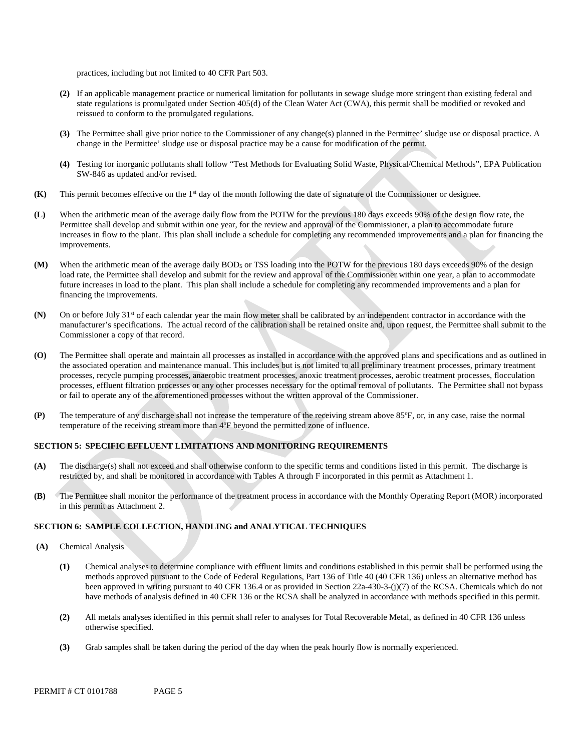practices, including but not limited to 40 CFR Part 503.

**(2)** If an applicable management practice or numerical limitation for pollutants in sewage sludge more stringent than existing federal and state regulations is promulgated under Section 405(d) of the Clean Water Act (CWA), this permit shall be modified or revoked and reissued to conform to the promulgated regulations.

**(3)** The Permittee shall give prior notice to the Commissioner of any change(s) planned in the Permittee' sludge use or disposal practice. A change in the Permittee' sludge use or disposal practice may be a cause for modification of the permit.

**(4)** Testing for inorganic pollutants shall follow "Test Methods for Evaluating Solid Waste, Physical/Chemical Methods", EPA Publication SW-846 as updated and/or revised.

**(K)** This permit becomes effective on the 1st day of the month following the date of signature of the Commissioner or designee.

**(L)** When the arithmetic mean of the average daily flow from the POTW for the previous 180 days exceeds 90% of the design flow rate, the Permittee shall develop and submit within one year, for the review and approval of the Commissioner, a plan to accommodate future increases in flow to the plant. This plan shall include a schedule for completing any recommended improvements and a plan for financing the improvements.

**(M)** When the arithmetic mean of the average daily $BOD_5$ or TSS loading into the POTW for the previous 180 days exceeds 90% of the design load rate, the Permittee shall develop and submit for the review and approval of the Commissioner within one year, a plan to accommodate future increases in load to the plant. This plan shall include a schedule for completing any recommended improvements and a plan for financing the improvements.

**(N)** On or before July 31st of each calendar year the main flow meter shall be calibrated by an independent contractor in accordance with the manufacturer's specifications. The actual record of the calibration shall be retained onsite and, upon request, the Permittee shall submit to the Commissioner a copy of that record.

**(O)** The Permittee shall operate and maintain all processes as installed in accordance with the approved plans and specifications and as outlined in the associated operation and maintenance manual. This includes but is not limited to all preliminary treatment processes, primary treatment processes, recycle pumping processes, anaerobic treatment processes, anoxic treatment processes, aerobic treatment processes, flocculation processes, effluent filtration processes or any other processes necessary for the optimal removal of pollutants. The Permittee shall not bypass or fail to operate any of the aforementioned processes without the written approval of the Commissioner.

**(P)** The temperature of any discharge shall not increase the temperature of the receiving stream above 85ºF, or, in any case, raise the normal temperature of the receiving stream more than 4ºF beyond the permitted zone of influence.

## SECTION 5: SPECIFIC EFFLUENT LIMITATIONS AND MONITORING REQUIREMENTS

**(A)** The discharge(s) shall not exceed and shall otherwise conform to the specific terms and conditions listed in this permit. The discharge is restricted by, and shall be monitored in accordance with Tables A through F incorporated in this permit as Attachment 1.

**(B)** The Permittee shall monitor the performance of the treatment process in accordance with the Monthly Operating Report (MOR) incorporated in this permit as Attachment 2.

## SECTION 6: SAMPLE COLLECTION, HANDLING and ANALYTICAL TECHNIQUES

**(A)** Chemical Analysis

**(1)** Chemical analyses to determine compliance with effluent limits and conditions established in this permit shall be performed using the methods approved pursuant to the Code of Federal Regulations, Part 136 of Title 40 (40 CFR 136) unless an alternative method has been approved in writing pursuant to 40 CFR 136.4 or as provided in Section 22a-430-3-(j)(7) of the RCSA. Chemicals which do not have methods of analysis defined in 40 CFR 136 or the RCSA shall be analyzed in accordance with methods specified in this permit.

**(2)** All metals analyses identified in this permit shall refer to analyses for Total Recoverable Metal, as defined in 40 CFR 136 unless otherwise specified.

**(3)** Grab samples shall be taken during the period of the day when the peak hourly flow is normally experienced.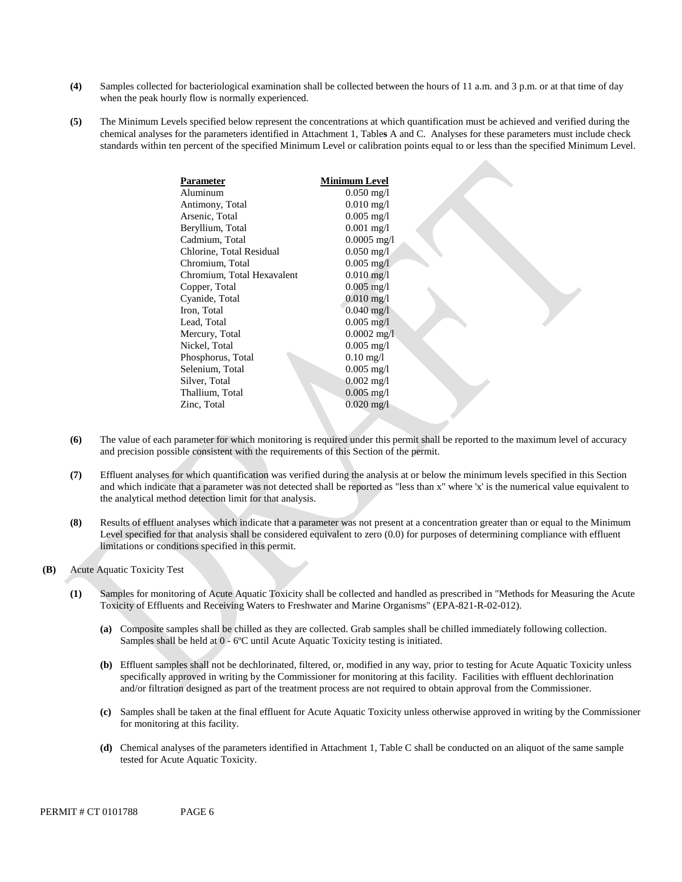**(4)** Samples collected for bacteriological examination shall be collected between the hours of 11 a.m. and 3 p.m. or at that time of day when the peak hourly flow is normally experienced.

**(5)** The Minimum Levels specified below represent the concentrations at which quantification must be achieved and verified during the chemical analyses for the parameters identified in Attachment 1, Table**s** A and C. Analyses for these parameters must include check standards within ten percent of the specified Minimum Level or calibration points equal to or less than the specified Minimum Level.

| Parameter | Minimum Level |
|---|---|
| Aluminum | 0.050 mg/l |
| Antimony, Total | 0.010 mg/l |
| Arsenic, Total | 0.005 mg/l |
| Beryllium, Total | 0.001 mg/l |
| Cadmium, Total | 0.0005 mg/l |
| Chlorine, Total Residual | 0.050 mg/l |
| Chromium, Total | 0.005 mg/l |
| Chromium, Total Hexavalent | 0.010 mg/l |
| Copper, Total | 0.005 mg/l |
| Cyanide, Total | 0.010 mg/l |
| Iron, Total | 0.040 mg/l |
| Lead, Total | 0.005 mg/l |
| Mercury, Total | 0.0002 mg/l |
| Nickel, Total | 0.005 mg/l |
| Phosphorus, Total | 0.10 mg/l |
| Selenium, Total | 0.005 mg/l |
| Silver, Total | 0.002 mg/l |
| Thallium, Total | 0.005 mg/l |
| Zinc, Total | 0.020 mg/l |

**(6)** The value of each parameter for which monitoring is required under this permit shall be reported to the maximum level of accuracy and precision possible consistent with the requirements of this Section of the permit.

**(7)** Effluent analyses for which quantification was verified during the analysis at or below the minimum levels specified in this Section and which indicate that a parameter was not detected shall be reported as "less than x" where 'x' is the numerical value equivalent to the analytical method detection limit for that analysis.

**(8)** Results of effluent analyses which indicate that a parameter was not present at a concentration greater than or equal to the Minimum Level specified for that analysis shall be considered equivalent to zero (0.0) for purposes of determining compliance with effluent limitations or conditions specified in this permit.

**(B)** Acute Aquatic Toxicity Test

**(1)** Samples for monitoring of Acute Aquatic Toxicity shall be collected and handled as prescribed in "Methods for Measuring the Acute Toxicity of Effluents and Receiving Waters to Freshwater and Marine Organisms" (EPA-821-R-02-012).

**(a)** Composite samples shall be chilled as they are collected. Grab samples shall be chilled immediately following collection. Samples shall be held at 0 - 6ºC until Acute Aquatic Toxicity testing is initiated.

**(b)** Effluent samples shall not be dechlorinated, filtered, or, modified in any way, prior to testing for Acute Aquatic Toxicity unless specifically approved in writing by the Commissioner for monitoring at this facility. Facilities with effluent dechlorination and/or filtration designed as part of the treatment process are not required to obtain approval from the Commissioner.

**(c)** Samples shall be taken at the final effluent for Acute Aquatic Toxicity unless otherwise approved in writing by the Commissioner for monitoring at this facility.

**(d)** Chemical analyses of the parameters identified in Attachment 1, Table C shall be conducted on an aliquot of the same sample tested for Acute Aquatic Toxicity.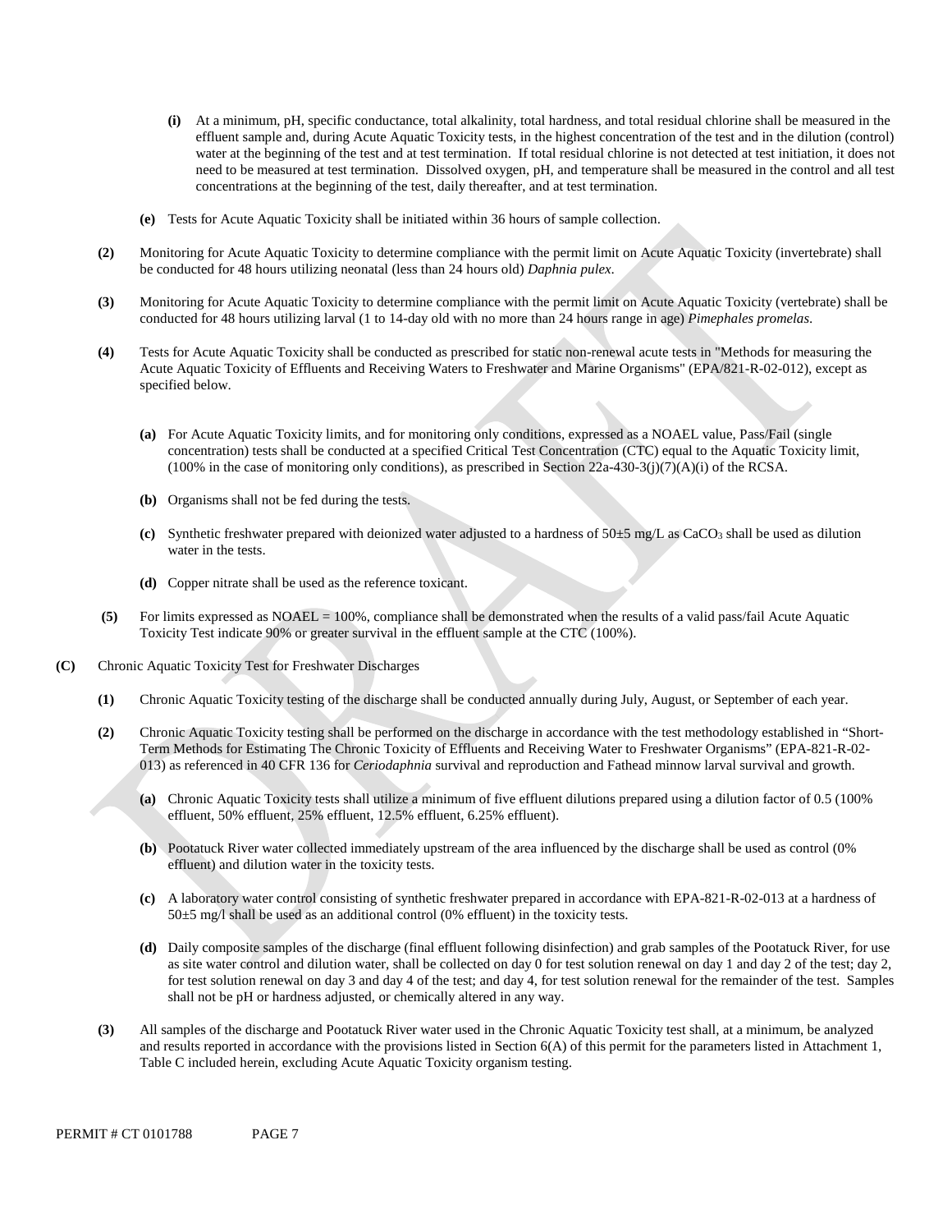**(i)** At a minimum, pH, specific conductance, total alkalinity, total hardness, and total residual chlorine shall be measured in the effluent sample and, during Acute Aquatic Toxicity tests, in the highest concentration of the test and in the dilution (control) water at the beginning of the test and at test termination. If total residual chlorine is not detected at test initiation, it does not need to be measured at test termination. Dissolved oxygen, pH, and temperature shall be measured in the control and all test concentrations at the beginning of the test, daily thereafter, and at test termination.

**(e)** Tests for Acute Aquatic Toxicity shall be initiated within 36 hours of sample collection.

**(2)** Monitoring for Acute Aquatic Toxicity to determine compliance with the permit limit on Acute Aquatic Toxicity (invertebrate) shall be conducted for 48 hours utilizing neonatal (less than 24 hours old) *Daphnia pulex*.

**(3)** Monitoring for Acute Aquatic Toxicity to determine compliance with the permit limit on Acute Aquatic Toxicity (vertebrate) shall be conducted for 48 hours utilizing larval (1 to 14-day old with no more than 24 hours range in age) *Pimephales promelas*.

**(4)** Tests for Acute Aquatic Toxicity shall be conducted as prescribed for static non-renewal acute tests in "Methods for measuring the Acute Aquatic Toxicity of Effluents and Receiving Waters to Freshwater and Marine Organisms" (EPA/821-R-02-012), except as specified below.

**(a)** For Acute Aquatic Toxicity limits, and for monitoring only conditions, expressed as a NOAEL value, Pass/Fail (single concentration) tests shall be conducted at a specified Critical Test Concentration (CTC) equal to the Aquatic Toxicity limit, (100% in the case of monitoring only conditions), as prescribed in Section 22a-430-3(j)(7)(A)(i) of the RCSA.

**(b)** Organisms shall not be fed during the tests.

**(c)** Synthetic freshwater prepared with deionized water adjusted to a hardness of 50±5 mg/L as $CaCO_3$ shall be used as dilution water in the tests.

**(d)** Copper nitrate shall be used as the reference toxicant.

**(5)** For limits expressed as NOAEL = 100%, compliance shall be demonstrated when the results of a valid pass/fail Acute Aquatic Toxicity Test indicate 90% or greater survival in the effluent sample at the CTC (100%).

**(C)** Chronic Aquatic Toxicity Test for Freshwater Discharges

**(1)** Chronic Aquatic Toxicity testing of the discharge shall be conducted annually during July, August, or September of each year.

**(2)** Chronic Aquatic Toxicity testing shall be performed on the discharge in accordance with the test methodology established in "Short-Term Methods for Estimating The Chronic Toxicity of Effluents and Receiving Water to Freshwater Organisms" (EPA-821-R-02-013) as referenced in 40 CFR 136 for *Ceriodaphnia* survival and reproduction and Fathead minnow larval survival and growth.

**(a)** Chronic Aquatic Toxicity tests shall utilize a minimum of five effluent dilutions prepared using a dilution factor of 0.5 (100% effluent, 50% effluent, 25% effluent, 12.5% effluent, 6.25% effluent).

**(b)** Pootatuck River water collected immediately upstream of the area influenced by the discharge shall be used as control (0% effluent) and dilution water in the toxicity tests.

**(c)** A laboratory water control consisting of synthetic freshwater prepared in accordance with EPA-821-R-02-013 at a hardness of 50±5 mg/l shall be used as an additional control (0% effluent) in the toxicity tests.

**(d)** Daily composite samples of the discharge (final effluent following disinfection) and grab samples of the Pootatuck River, for use as site water control and dilution water, shall be collected on day 0 for test solution renewal on day 1 and day 2 of the test; day 2, for test solution renewal on day 3 and day 4 of the test; and day 4, for test solution renewal for the remainder of the test. Samples shall not be pH or hardness adjusted, or chemically altered in any way.

**(3)** All samples of the discharge and Pootatuck River water used in the Chronic Aquatic Toxicity test shall, at a minimum, be analyzed and results reported in accordance with the provisions listed in Section 6(A) of this permit for the parameters listed in Attachment 1, Table C included herein, excluding Acute Aquatic Toxicity organism testing.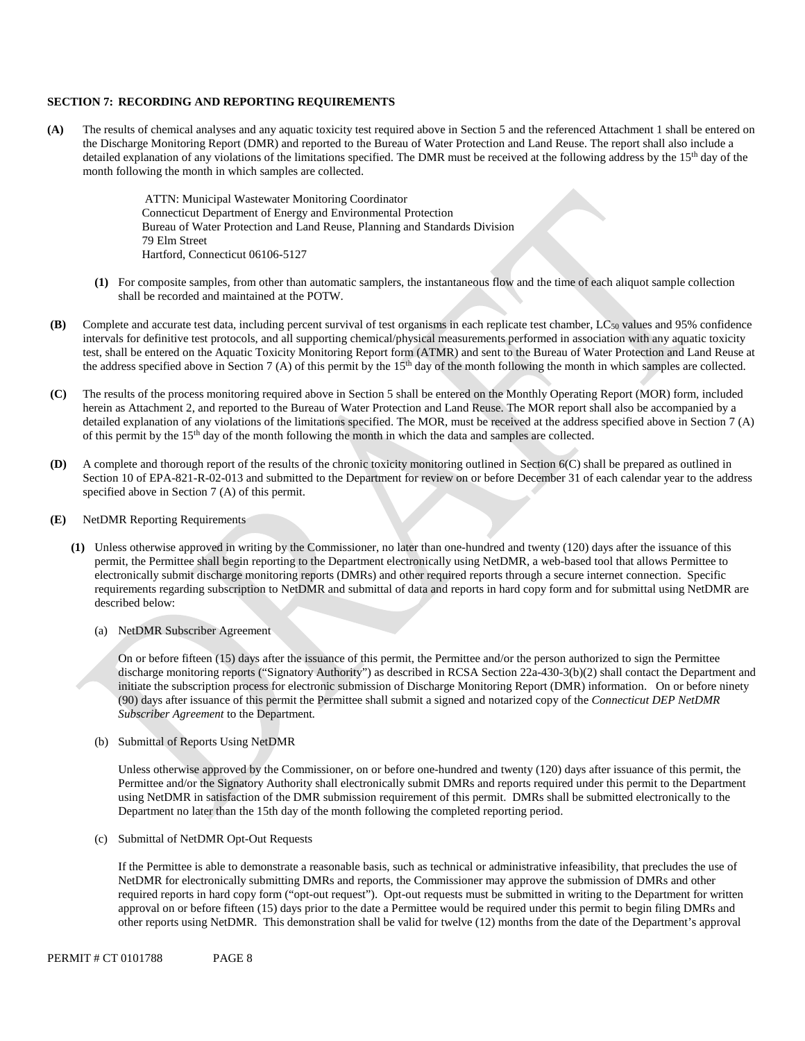**SECTION 7: RECORDING AND REPORTING REQUIREMENTS**

**(A)** The results of chemical analyses and any aquatic toxicity test required above in Section 5 and the referenced Attachment 1 shall be entered on the Discharge Monitoring Report (DMR) and reported to the Bureau of Water Protection and Land Reuse. The report shall also include a detailed explanation of any violations of the limitations specified. The DMR must be received at the following address by the 15th day of the month following the month in which samples are collected.

> ATTN: Municipal Wastewater Monitoring Coordinator
> Connecticut Department of Energy and Environmental Protection
> Bureau of Water Protection and Land Reuse, Planning and Standards Division
> 79 Elm Street
> Hartford, Connecticut 06106-5127

**(1)** For composite samples, from other than automatic samplers, the instantaneous flow and the time of each aliquot sample collection shall be recorded and maintained at the POTW.

**(B)** Complete and accurate test data, including percent survival of test organisms in each replicate test chamber, $LC_{50}$ values and 95% confidence intervals for definitive test protocols, and all supporting chemical/physical measurements performed in association with any aquatic toxicity test, shall be entered on the Aquatic Toxicity Monitoring Report form (ATMR) and sent to the Bureau of Water Protection and Land Reuse at the address specified above in Section 7 (A) of this permit by the 15th day of the month following the month in which samples are collected.

**(C)** The results of the process monitoring required above in Section 5 shall be entered on the Monthly Operating Report (MOR) form, included herein as Attachment 2, and reported to the Bureau of Water Protection and Land Reuse. The MOR report shall also be accompanied by a detailed explanation of any violations of the limitations specified. The MOR, must be received at the address specified above in Section 7 (A) of this permit by the 15th day of the month following the month in which the data and samples are collected.

**(D)** A complete and thorough report of the results of the chronic toxicity monitoring outlined in Section 6(C) shall be prepared as outlined in Section 10 of EPA-821-R-02-013 and submitted to the Department for review on or before December 31 of each calendar year to the address specified above in Section 7 (A) of this permit.

**(E)** NetDMR Reporting Requirements

**(1)** Unless otherwise approved in writing by the Commissioner, no later than one-hundred and twenty (120) days after the issuance of this permit, the Permittee shall begin reporting to the Department electronically using NetDMR, a web-based tool that allows Permittee to electronically submit discharge monitoring reports (DMRs) and other required reports through a secure internet connection. Specific requirements regarding subscription to NetDMR and submittal of data and reports in hard copy form and for submittal using NetDMR are described below:

(a) NetDMR Subscriber Agreement

On or before fifteen (15) days after the issuance of this permit, the Permittee and/or the person authorized to sign the Permittee discharge monitoring reports ("Signatory Authority") as described in RCSA Section 22a-430-3(b)(2) shall contact the Department and initiate the subscription process for electronic submission of Discharge Monitoring Report (DMR) information. On or before ninety (90) days after issuance of this permit the Permittee shall submit a signed and notarized copy of the *Connecticut DEP NetDMR Subscriber Agreement* to the Department.

(b) Submittal of Reports Using NetDMR

Unless otherwise approved by the Commissioner, on or before one-hundred and twenty (120) days after issuance of this permit, the Permittee and/or the Signatory Authority shall electronically submit DMRs and reports required under this permit to the Department using NetDMR in satisfaction of the DMR submission requirement of this permit. DMRs shall be submitted electronically to the Department no later than the 15th day of the month following the completed reporting period.

(c) Submittal of NetDMR Opt-Out Requests

If the Permittee is able to demonstrate a reasonable basis, such as technical or administrative infeasibility, that precludes the use of NetDMR for electronically submitting DMRs and reports, the Commissioner may approve the submission of DMRs and other required reports in hard copy form ("opt-out request"). Opt-out requests must be submitted in writing to the Department for written approval on or before fifteen (15) days prior to the date a Permittee would be required under this permit to begin filing DMRs and other reports using NetDMR. This demonstration shall be valid for twelve (12) months from the date of the Department's approval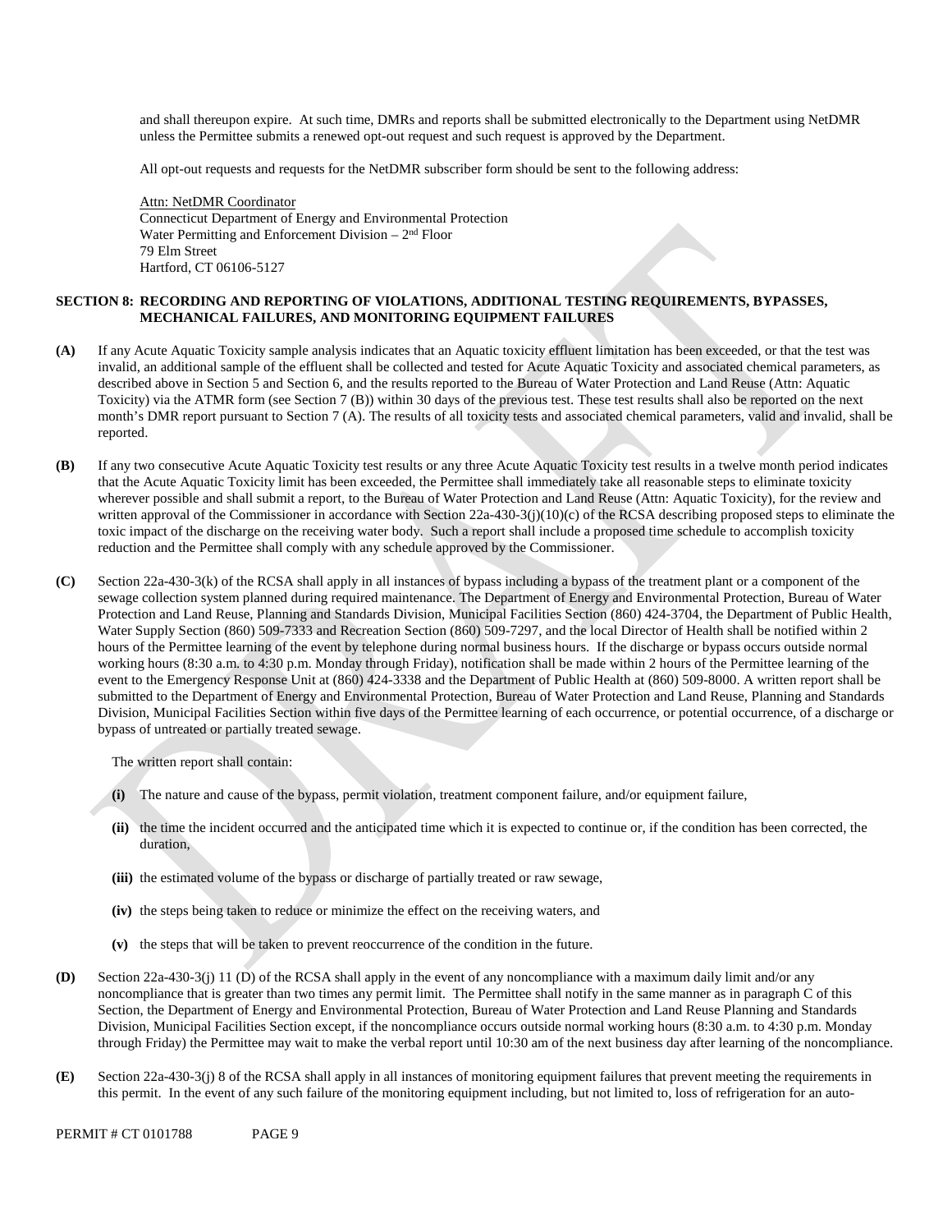and shall thereupon expire. At such time, DMRs and reports shall be submitted electronically to the Department using NetDMR unless the Permittee submits a renewed opt-out request and such request is approved by the Department.

All opt-out requests and requests for the NetDMR subscriber form should be sent to the following address:

Attn: NetDMR Coordinator
Connecticut Department of Energy and Environmental Protection
Water Permitting and Enforcement Division – 2nd Floor
79 Elm Street
Hartford, CT 06106-5127

## SECTION 8: RECORDING AND REPORTING OF VIOLATIONS, ADDITIONAL TESTING REQUIREMENTS, BYPASSES, MECHANICAL FAILURES, AND MONITORING EQUIPMENT FAILURES

**(A)** If any Acute Aquatic Toxicity sample analysis indicates that an Aquatic toxicity effluent limitation has been exceeded, or that the test was invalid, an additional sample of the effluent shall be collected and tested for Acute Aquatic Toxicity and associated chemical parameters, as described above in Section 5 and Section 6, and the results reported to the Bureau of Water Protection and Land Reuse (Attn: Aquatic Toxicity) via the ATMR form (see Section 7 (B)) within 30 days of the previous test. These test results shall also be reported on the next month's DMR report pursuant to Section 7 (A). The results of all toxicity tests and associated chemical parameters, valid and invalid, shall be reported.

**(B)** If any two consecutive Acute Aquatic Toxicity test results or any three Acute Aquatic Toxicity test results in a twelve month period indicates that the Acute Aquatic Toxicity limit has been exceeded, the Permittee shall immediately take all reasonable steps to eliminate toxicity wherever possible and shall submit a report, to the Bureau of Water Protection and Land Reuse (Attn: Aquatic Toxicity), for the review and written approval of the Commissioner in accordance with Section 22a-430-3(j)(10)(c) of the RCSA describing proposed steps to eliminate the toxic impact of the discharge on the receiving water body. Such a report shall include a proposed time schedule to accomplish toxicity reduction and the Permittee shall comply with any schedule approved by the Commissioner.

**(C)** Section 22a-430-3(k) of the RCSA shall apply in all instances of bypass including a bypass of the treatment plant or a component of the sewage collection system planned during required maintenance. The Department of Energy and Environmental Protection, Bureau of Water Protection and Land Reuse, Planning and Standards Division, Municipal Facilities Section (860) 424-3704, the Department of Public Health, Water Supply Section (860) 509-7333 and Recreation Section (860) 509-7297, and the local Director of Health shall be notified within 2 hours of the Permittee learning of the event by telephone during normal business hours. If the discharge or bypass occurs outside normal working hours (8:30 a.m. to 4:30 p.m. Monday through Friday), notification shall be made within 2 hours of the Permittee learning of the event to the Emergency Response Unit at (860) 424-3338 and the Department of Public Health at (860) 509-8000. A written report shall be submitted to the Department of Energy and Environmental Protection, Bureau of Water Protection and Land Reuse, Planning and Standards Division, Municipal Facilities Section within five days of the Permittee learning of each occurrence, or potential occurrence, of a discharge or bypass of untreated or partially treated sewage.

The written report shall contain:

**(i)** The nature and cause of the bypass, permit violation, treatment component failure, and/or equipment failure,

**(ii)** the time the incident occurred and the anticipated time which it is expected to continue or, if the condition has been corrected, the duration,

**(iii)** the estimated volume of the bypass or discharge of partially treated or raw sewage,

**(iv)** the steps being taken to reduce or minimize the effect on the receiving waters, and

**(v)** the steps that will be taken to prevent reoccurrence of the condition in the future.

**(D)** Section 22a-430-3(j) 11 (D) of the RCSA shall apply in the event of any noncompliance with a maximum daily limit and/or any noncompliance that is greater than two times any permit limit. The Permittee shall notify in the same manner as in paragraph C of this Section, the Department of Energy and Environmental Protection, Bureau of Water Protection and Land Reuse Planning and Standards Division, Municipal Facilities Section except, if the noncompliance occurs outside normal working hours (8:30 a.m. to 4:30 p.m. Monday through Friday) the Permittee may wait to make the verbal report until 10:30 am of the next business day after learning of the noncompliance.

**(E)** Section 22a-430-3(j) 8 of the RCSA shall apply in all instances of monitoring equipment failures that prevent meeting the requirements in this permit. In the event of any such failure of the monitoring equipment including, but not limited to, loss of refrigeration for an auto-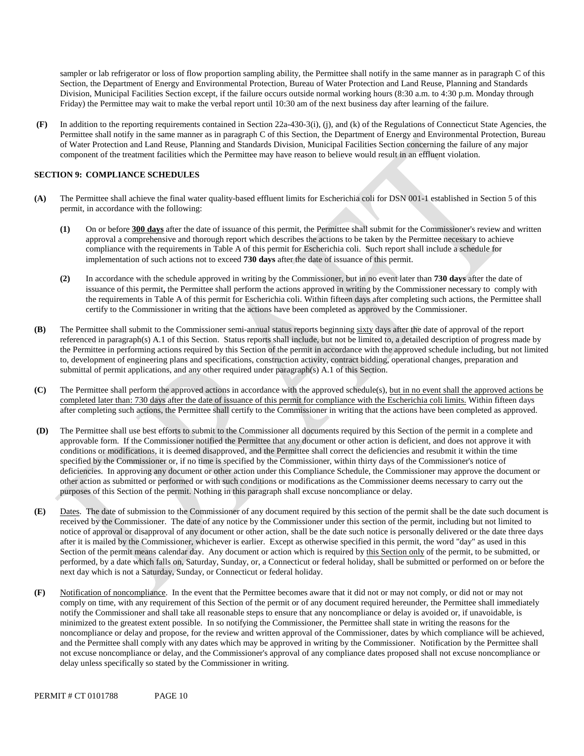sampler or lab refrigerator or loss of flow proportion sampling ability, the Permittee shall notify in the same manner as in paragraph C of this Section, the Department of Energy and Environmental Protection, Bureau of Water Protection and Land Reuse, Planning and Standards Division, Municipal Facilities Section except, if the failure occurs outside normal working hours (8:30 a.m. to 4:30 p.m. Monday through Friday) the Permittee may wait to make the verbal report until 10:30 am of the next business day after learning of the failure.

**(F)** In addition to the reporting requirements contained in Section 22a-430-3(i), (j), and (k) of the Regulations of Connecticut State Agencies, the Permittee shall notify in the same manner as in paragraph C of this Section, the Department of Energy and Environmental Protection, Bureau of Water Protection and Land Reuse, Planning and Standards Division, Municipal Facilities Section concerning the failure of any major component of the treatment facilities which the Permittee may have reason to believe would result in an effluent violation.

## SECTION 9: COMPLIANCE SCHEDULES

**(A)** The Permittee shall achieve the final water quality-based effluent limits for Escherichia coli for DSN 001-1 established in Section 5 of this permit, in accordance with the following:

**(1)** On or before **300 days** after the date of issuance of this permit, the Permittee shall submit for the Commissioner's review and written approval a comprehensive and thorough report which describes the actions to be taken by the Permittee necessary to achieve compliance with the requirements in Table A of this permit for Escherichia coli. Such report shall include a schedule for implementation of such actions not to exceed **730 days** after the date of issuance of this permit.

**(2)** In accordance with the schedule approved in writing by the Commissioner, but in no event later than **730 days** after the date of issuance of this permit**,** the Permittee shall perform the actions approved in writing by the Commissioner necessary to comply with the requirements in Table A of this permit for Escherichia coli. Within fifteen days after completing such actions, the Permittee shall certify to the Commissioner in writing that the actions have been completed as approved by the Commissioner.

**(B)** The Permittee shall submit to the Commissioner semi-annual status reports beginning sixty days after the date of approval of the report referenced in paragraph(s) A.1 of this Section. Status reports shall include, but not be limited to, a detailed description of progress made by the Permittee in performing actions required by this Section of the permit in accordance with the approved schedule including, but not limited to, development of engineering plans and specifications, construction activity, contract bidding, operational changes, preparation and submittal of permit applications, and any other required under paragraph(s) A.1 of this Section.

**(C)** The Permittee shall perform the approved actions in accordance with the approved schedule(s), but in no event shall the approved actions be completed later than: 730 days after the date of issuance of this permit for compliance with the Escherichia coli limits. Within fifteen days after completing such actions, the Permittee shall certify to the Commissioner in writing that the actions have been completed as approved.

**(D)** The Permittee shall use best efforts to submit to the Commissioner all documents required by this Section of the permit in a complete and approvable form. If the Commissioner notified the Permittee that any document or other action is deficient, and does not approve it with conditions or modifications, it is deemed disapproved, and the Permittee shall correct the deficiencies and resubmit it within the time specified by the Commissioner or, if no time is specified by the Commissioner, within thirty days of the Commissioner's notice of deficiencies. In approving any document or other action under this Compliance Schedule, the Commissioner may approve the document or other action as submitted or performed or with such conditions or modifications as the Commissioner deems necessary to carry out the purposes of this Section of the permit. Nothing in this paragraph shall excuse noncompliance or delay.

**(E)** Dates. The date of submission to the Commissioner of any document required by this section of the permit shall be the date such document is received by the Commissioner. The date of any notice by the Commissioner under this section of the permit, including but not limited to notice of approval or disapproval of any document or other action, shall be the date such notice is personally delivered or the date three days after it is mailed by the Commissioner, whichever is earlier. Except as otherwise specified in this permit, the word "day" as used in this Section of the permit means calendar day. Any document or action which is required by this Section only of the permit, to be submitted, or performed, by a date which falls on, Saturday, Sunday, or, a Connecticut or federal holiday, shall be submitted or performed on or before the next day which is not a Saturday, Sunday, or Connecticut or federal holiday.

**(F)** Notification of noncompliance. In the event that the Permittee becomes aware that it did not or may not comply, or did not or may not comply on time, with any requirement of this Section of the permit or of any document required hereunder, the Permittee shall immediately notify the Commissioner and shall take all reasonable steps to ensure that any noncompliance or delay is avoided or, if unavoidable, is minimized to the greatest extent possible. In so notifying the Commissioner, the Permittee shall state in writing the reasons for the noncompliance or delay and propose, for the review and written approval of the Commissioner, dates by which compliance will be achieved, and the Permittee shall comply with any dates which may be approved in writing by the Commissioner. Notification by the Permittee shall not excuse noncompliance or delay, and the Commissioner's approval of any compliance dates proposed shall not excuse noncompliance or delay unless specifically so stated by the Commissioner in writing.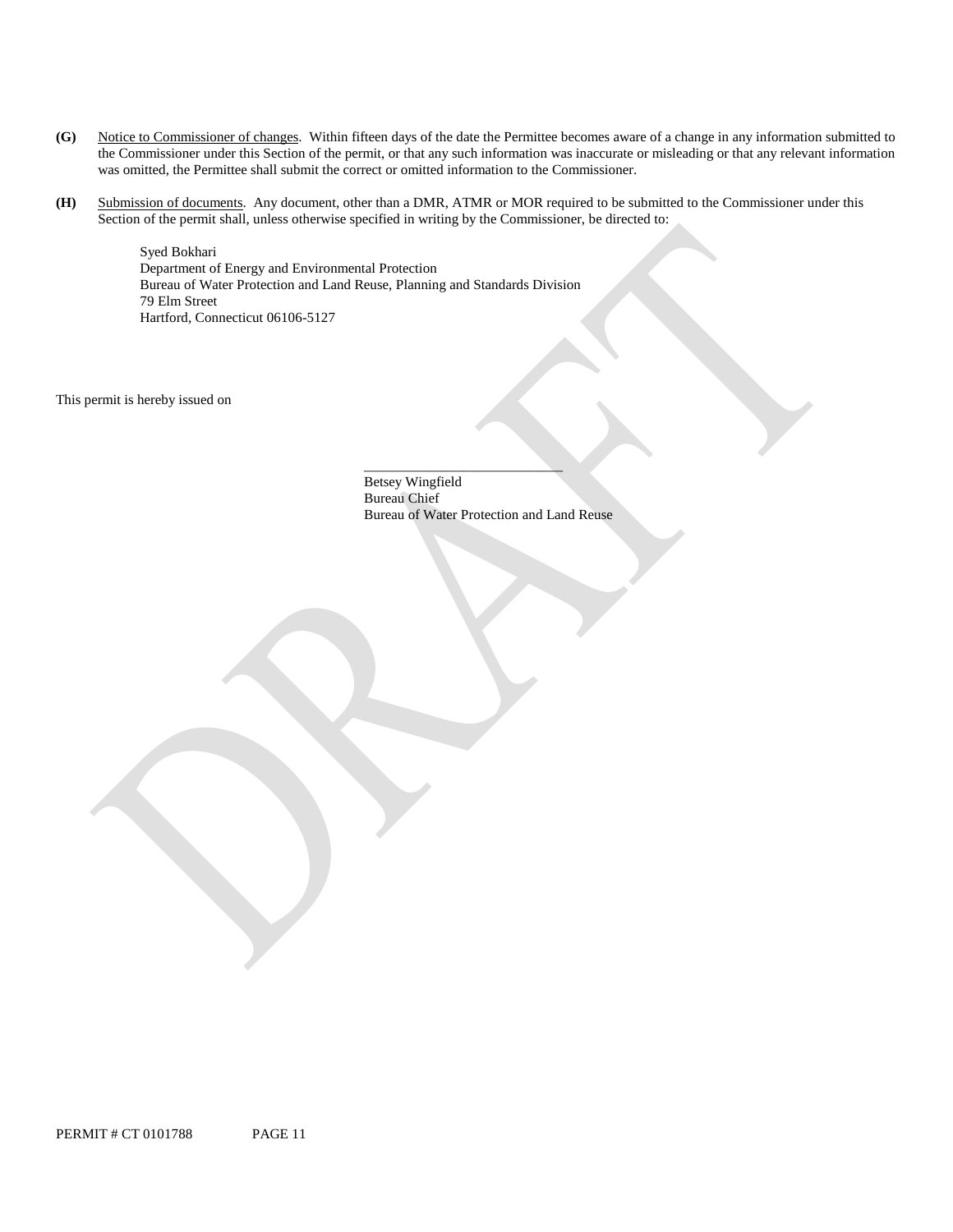**(G)** Notice to Commissioner of changes. Within fifteen days of the date the Permittee becomes aware of a change in any information submitted to the Commissioner under this Section of the permit, or that any such information was inaccurate or misleading or that any relevant information was omitted, the Permittee shall submit the correct or omitted information to the Commissioner.

**(H)** Submission of documents. Any document, other than a DMR, ATMR or MOR required to be submitted to the Commissioner under this Section of the permit shall, unless otherwise specified in writing by the Commissioner, be directed to:

Syed Bokhari
Department of Energy and Environmental Protection
Bureau of Water Protection and Land Reuse, Planning and Standards Division
79 Elm Street
Hartford, Connecticut 06106-5127

This permit is hereby issued on

\_\_\_\_\_\_\_\_\_\_\_\_\_\_\_\_\_\_\_\_\_\_\_\_\_\_\_\_
Betsey Wingfield
Bureau Chief
Bureau of Water Protection and Land Reuse

DRAFT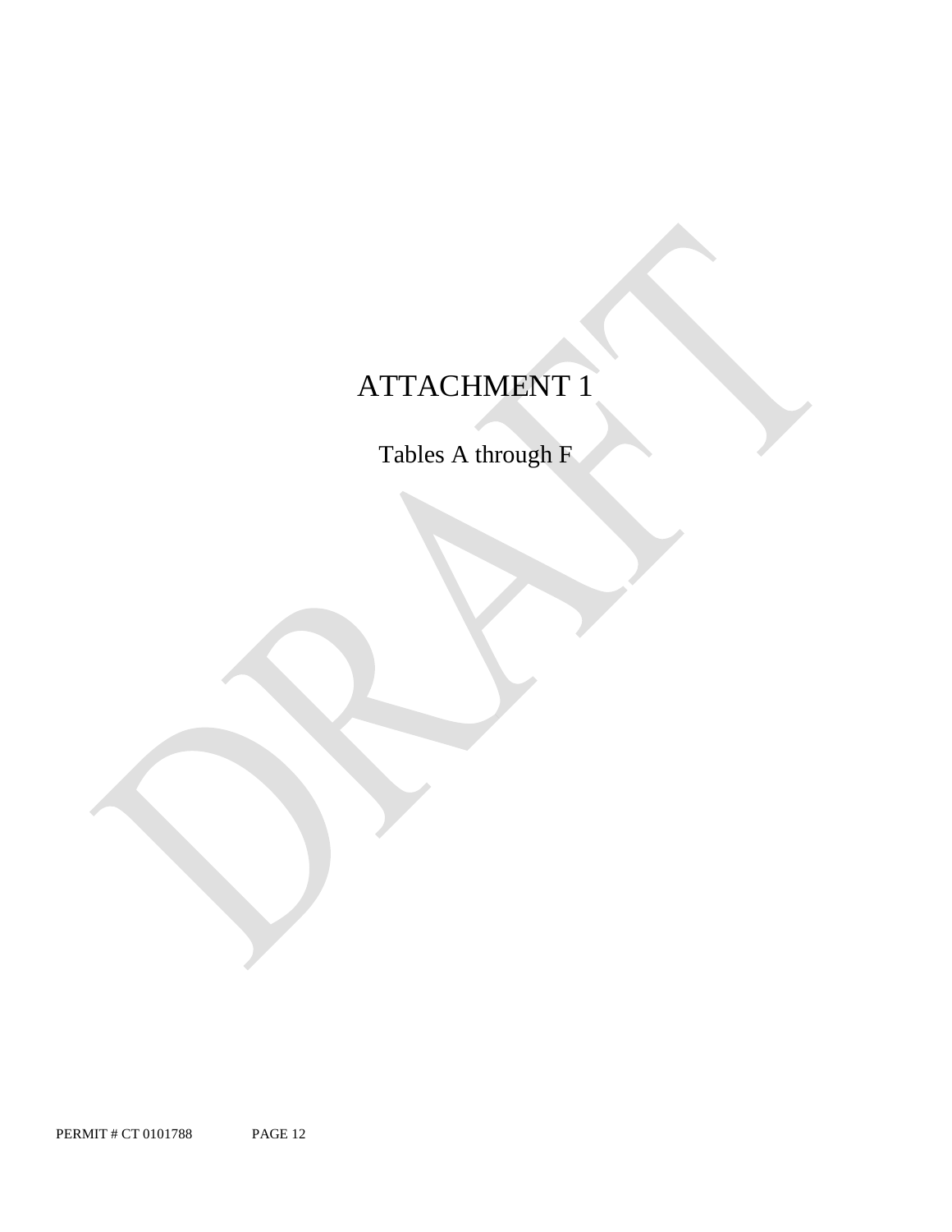# ATTACHMENT 1

Tables A through F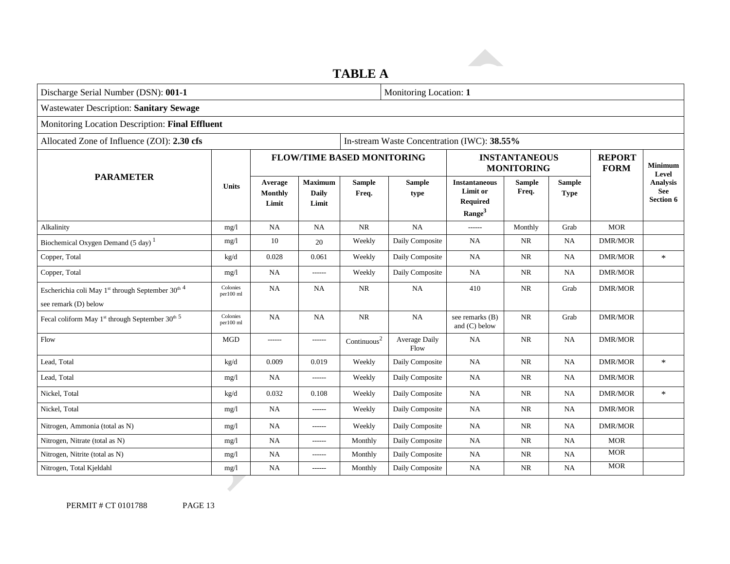# TABLE A

| Discharge Serial Number (DSN): **001-1** | | | | | Monitoring Location: **1** | | | | | |
|---|---|---|---|---|---|---|---|---|---|---|
| Wastewater Description: **Sanitary Sewage** | | | | | | | | | | |
| Monitoring Location Description: **Final Effluent** | | | | | | | | | | |
| Allocated Zone of Influence (ZOI): **2.30 cfs** | | | | In-stream Waste Concentration (IWC): **38.55%** | | | | | | |
| **PARAMETER** | **Units** | **FLOW/TIME BASED MONITORING** | | | | **INSTANTANEOUS MONITORING** | | | **REPORT FORM** | **Minimum Level Analysis See Section 6** |
| | | **Average Monthly Limit** | **Maximum Daily Limit** | **Sample Freq.** | **Sample type** | **Instantaneous Limit or Required Range**[3] | **Sample Freq.** | **Sample Type** | | |
| Alkalinity | mg/l | NA | NA | NR | NA | ------ | Monthly | Grab | MOR | |
| Biochemical Oxygen Demand (5 day) [1] | mg/l | 10 | 20 | Weekly | Daily Composite | NA | NR | NA | DMR/MOR | |
| Copper, Total | kg/d | 0.028 | 0.061 | Weekly | Daily Composite | NA | NR | NA | DMR/MOR | * |
| Copper, Total | mg/l | NA | ------ | Weekly | Daily Composite | NA | NR | NA | DMR/MOR | |
| Escherichia coli May 1st through September 30th [4] see remark (D) below | Colonies per100 ml | NA | NA | NR | NA | 410 | NR | Grab | DMR/MOR | |
| Fecal coliform May 1st through September 30th [5] | Colonies per100 ml | NA | NA | NR | NA | see remarks (B) and (C) below | NR | Grab | DMR/MOR | |
| Flow | MGD | ------ | ------ | Continuous[2] | Average Daily Flow | NA | NR | NA | DMR/MOR | |
| Lead, Total | kg/d | 0.009 | 0.019 | Weekly | Daily Composite | NA | NR | NA | DMR/MOR | * |
| Lead, Total | mg/l | NA | ------ | Weekly | Daily Composite | NA | NR | NA | DMR/MOR | |
| Nickel, Total | kg/d | 0.032 | 0.108 | Weekly | Daily Composite | NA | NR | NA | DMR/MOR | * |
| Nickel, Total | mg/l | NA | ------ | Weekly | Daily Composite | NA | NR | NA | DMR/MOR | |
| Nitrogen, Ammonia (total as N) | mg/l | NA | ------ | Weekly | Daily Composite | NA | NR | NA | DMR/MOR | |
| Nitrogen, Nitrate (total as N) | mg/l | NA | ------ | Monthly | Daily Composite | NA | NR | NA | MOR | |
| Nitrogen, Nitrite (total as N) | mg/l | NA | ------ | Monthly | Daily Composite | NA | NR | NA | MOR | |
| Nitrogen, Total Kjeldahl | mg/l | NA | ------ | Monthly | Daily Composite | NA | NR | NA | MOR | |

PERMIT # CT 0101788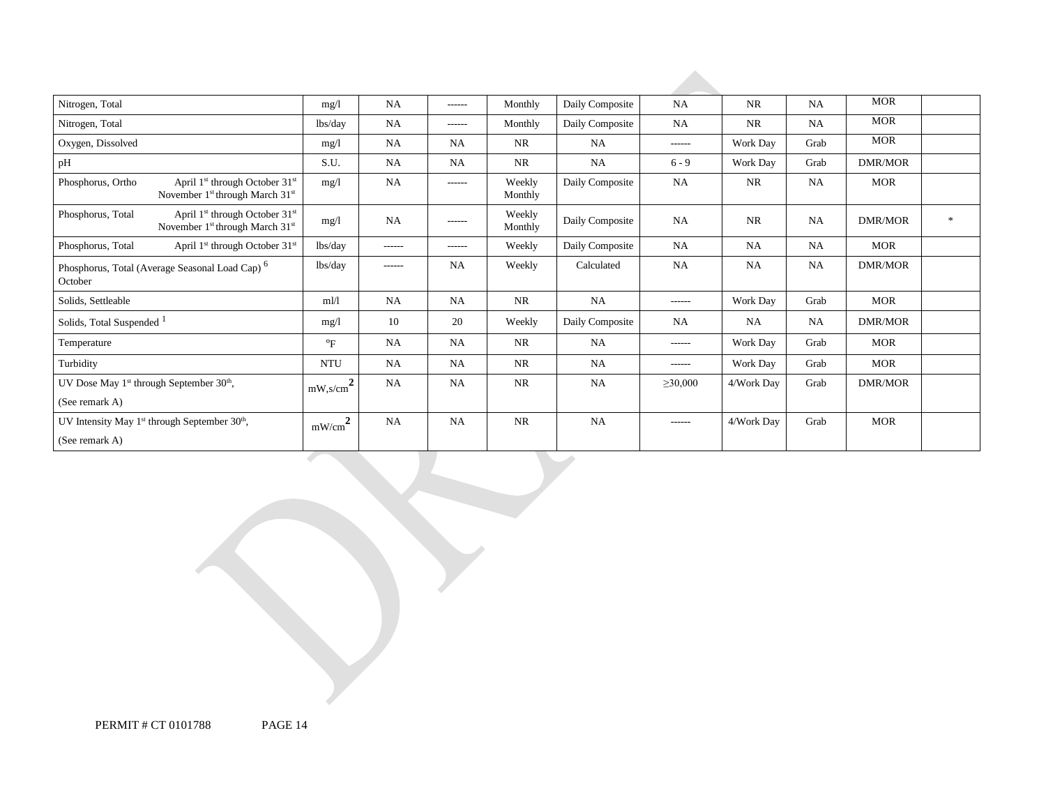| Nitrogen, Total | mg/l | NA | ------ | Monthly | Daily Composite | NA | NR | NA | MOR | |
|---|---|---|---|---|---|---|---|---|---|---|
| Nitrogen, Total | lbs/day | NA | ------ | Monthly | Daily Composite | NA | NR | NA | MOR | |
| Oxygen, Dissolved | mg/l | NA | NA | NR | NA | ------ | Work Day | Grab | MOR | |
| pH | S.U. | NA | NA | NR | NA | 6 - 9 | Work Day | Grab | DMR/MOR | |
| Phosphorus, Ortho April 1st through October 31st November 1st through March 31st | mg/l | NA | ------ | Weekly Monthly | Daily Composite | NA | NR | NA | MOR | |
| Phosphorus, Total April 1st through October 31st November 1st through March 31st | mg/l | NA | ------ | Weekly Monthly | Daily Composite | NA | NR | NA | DMR/MOR | * |
| Phosphorus, Total April 1st through October 31st | lbs/day | ------ | ------ | Weekly | Daily Composite | NA | NA | NA | MOR | |
| Phosphorus, Total (Average Seasonal Load Cap) [6] October | lbs/day | ------ | NA | Weekly | Calculated | NA | NA | NA | DMR/MOR | |
| Solids, Settleable | ml/l | NA | NA | NR | NA | ------ | Work Day | Grab | MOR | |
| Solids, Total Suspended [1] | mg/l | 10 | 20 | Weekly | Daily Composite | NA | NA | NA | DMR/MOR | |
| Temperature | °F | NA | NA | NR | NA | ------ | Work Day | Grab | MOR | |
| Turbidity | NTU | NA | NA | NR | NA | ------ | Work Day | Grab | MOR | |
| UV Dose May 1st through September 30th, (See remark A) | mW,s/cm$^2$ | NA | NA | NR | NA | ≥30,000 | 4/Work Day | Grab | DMR/MOR | |
| UV Intensity May 1st through September 30th, (See remark A) | mW/cm$^2$ | NA | NA | NR | NA | ------ | 4/Work Day | Grab | MOR | |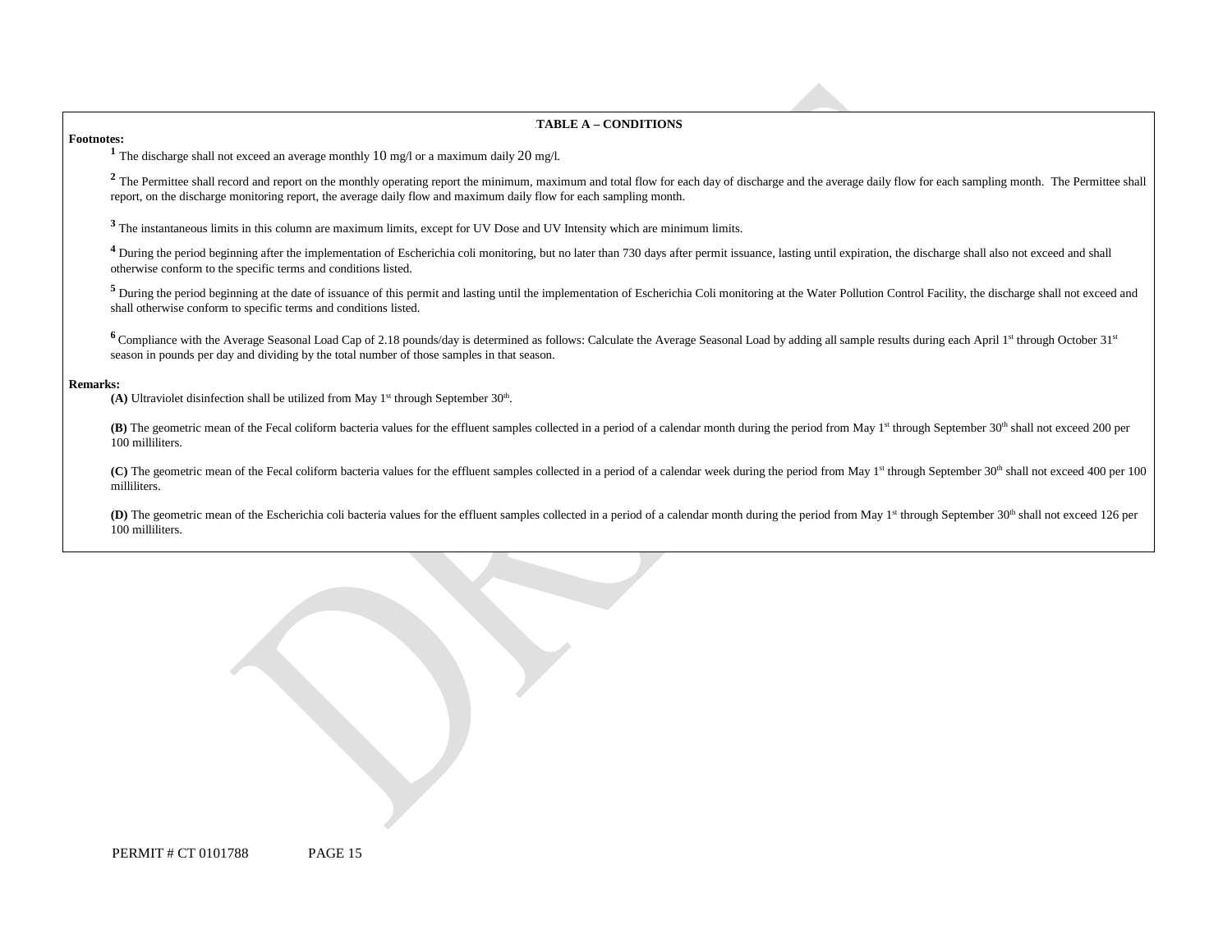**TABLE A – CONDITIONS**

**Footnotes:**

[1] The discharge shall not exceed an average monthly 10 mg/l or a maximum daily 20 mg/l.

[2] The Permittee shall record and report on the monthly operating report the minimum, maximum and total flow for each day of discharge and the average daily flow for each sampling month. The Permittee shall report, on the discharge monitoring report, the average daily flow and maximum daily flow for each sampling month.

[3] The instantaneous limits in this column are maximum limits, except for UV Dose and UV Intensity which are minimum limits.

[4] During the period beginning after the implementation of Escherichia coli monitoring, but no later than 730 days after permit issuance, lasting until expiration, the discharge shall also not exceed and shall otherwise conform to the specific terms and conditions listed.

[5] During the period beginning at the date of issuance of this permit and lasting until the implementation of Escherichia Coli monitoring at the Water Pollution Control Facility, the discharge shall not exceed and shall otherwise conform to specific terms and conditions listed.

[6] Compliance with the Average Seasonal Load Cap of 2.18 pounds/day is determined as follows: Calculate the Average Seasonal Load by adding all sample results during each April 1st through October 31st season in pounds per day and dividing by the total number of those samples in that season.

**Remarks:**

**(A)** Ultraviolet disinfection shall be utilized from May 1st through September 30th.

**(B)** The geometric mean of the Fecal coliform bacteria values for the effluent samples collected in a period of a calendar month during the period from May 1st through September 30th shall not exceed 200 per 100 milliliters.

**(C)** The geometric mean of the Fecal coliform bacteria values for the effluent samples collected in a period of a calendar week during the period from May 1st through September 30th shall not exceed 400 per 100 milliliters.

**(D)** The geometric mean of the Escherichia coli bacteria values for the effluent samples collected in a period of a calendar month during the period from May 1st through September 30th shall not exceed 126 per 100 milliliters.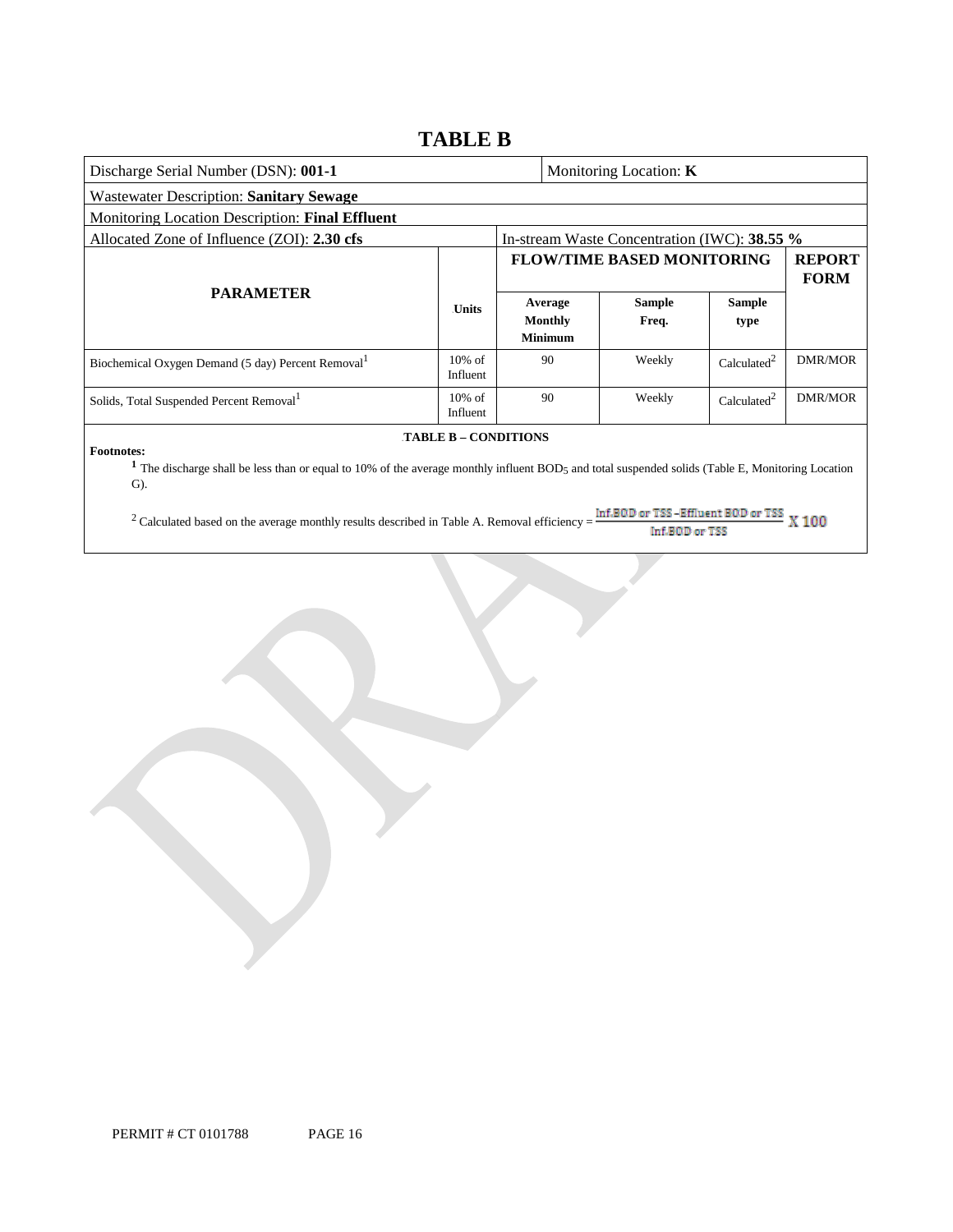# TABLE B

| Discharge Serial Number (DSN): **001-1** | | Monitoring Location: **K** | | | |
|---|---|---|---|---|---|
| Wastewater Description: **Sanitary Sewage** | | | | | |
| Monitoring Location Description: **Final Effluent** | | | | | |
| Allocated Zone of Influence (ZOI): **2.30 cfs** | | In-stream Waste Concentration (IWC): **38.55 %** | | | |
| **PARAMETER** | **Units** | **FLOW/TIME BASED MONITORING** | | | **REPORT FORM** |
| | | **Average Monthly Minimum** | **Sample Freq.** | **Sample type** | |
| Biochemical Oxygen Demand (5 day) Percent Removal[1] | 10% of Influent | 90 | Weekly | Calculated[2] | DMR/MOR |
| Solids, Total Suspended Percent Removal[1] | 10% of Influent | 90 | Weekly | Calculated[2] | DMR/MOR |

**TABLE B – CONDITIONS**

**Footnotes:**

[1] The discharge shall be less than or equal to 10% of the average monthly influent $BOD_5$ and total suspended solids (Table E, Monitoring Location G).

[2] Calculated based on the average monthly results described in Table A. Removal efficiency = $\frac{\text{Inf.BOD or TSS} - \text{Effluent BOD or TSS}}{\text{Inf.BOD or TSS}} \text{ X } 100$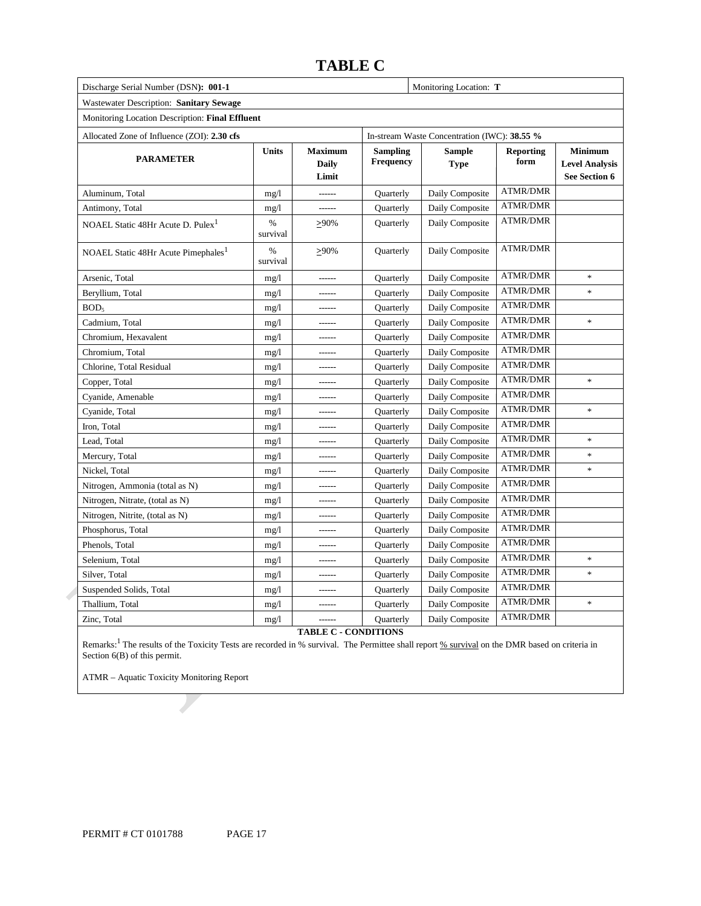# TABLE C

| Discharge Serial Number (DSN): **001-1** | | | | Monitoring Location: **T** | | |
|---|---|---|---|---|---|---|
| Wastewater Description: **Sanitary Sewage** | | | | | | |
| Monitoring Location Description: **Final Effluent** | | | | | | |
| Allocated Zone of Influence (ZOI): **2.30 cfs** | | | In-stream Waste Concentration (IWC): **38.55 %** | | | |
| **PARAMETER** | **Units** | **Maximum Daily Limit** | **Sampling Frequency** | **Sample Type** | **Reporting form** | **Minimum Level Analysis See Section 6** |
| Aluminum, Total | mg/l | ------ | Quarterly | Daily Composite | ATMR/DMR | |
| Antimony, Total | mg/l | ------ | Quarterly | Daily Composite | ATMR/DMR | |
| NOAEL Static 48Hr Acute D. Pulex[1] | % survival | ≥90% | Quarterly | Daily Composite | ATMR/DMR | |
| NOAEL Static 48Hr Acute Pimephales[1] | % survival | ≥90% | Quarterly | Daily Composite | ATMR/DMR | |
| Arsenic, Total | mg/l | ------ | Quarterly | Daily Composite | ATMR/DMR | * |
| Beryllium, Total | mg/l | ------ | Quarterly | Daily Composite | ATMR/DMR | * |
| $BOD_5$ | mg/l | ------ | Quarterly | Daily Composite | ATMR/DMR | |
| Cadmium, Total | mg/l | ------ | Quarterly | Daily Composite | ATMR/DMR | * |
| Chromium, Hexavalent | mg/l | ------ | Quarterly | Daily Composite | ATMR/DMR | |
| Chromium, Total | mg/l | ------ | Quarterly | Daily Composite | ATMR/DMR | |
| Chlorine, Total Residual | mg/l | ------ | Quarterly | Daily Composite | ATMR/DMR | |
| Copper, Total | mg/l | ------ | Quarterly | Daily Composite | ATMR/DMR | * |
| Cyanide, Amenable | mg/l | ------ | Quarterly | Daily Composite | ATMR/DMR | |
| Cyanide, Total | mg/l | ------ | Quarterly | Daily Composite | ATMR/DMR | * |
| Iron, Total | mg/l | ------ | Quarterly | Daily Composite | ATMR/DMR | |
| Lead, Total | mg/l | ------ | Quarterly | Daily Composite | ATMR/DMR | * |
| Mercury, Total | mg/l | ------ | Quarterly | Daily Composite | ATMR/DMR | * |
| Nickel, Total | mg/l | ------ | Quarterly | Daily Composite | ATMR/DMR | * |
| Nitrogen, Ammonia (total as N) | mg/l | ------ | Quarterly | Daily Composite | ATMR/DMR | |
| Nitrogen, Nitrate, (total as N) | mg/l | ------ | Quarterly | Daily Composite | ATMR/DMR | |
| Nitrogen, Nitrite, (total as N) | mg/l | ------ | Quarterly | Daily Composite | ATMR/DMR | |
| Phosphorus, Total | mg/l | ------ | Quarterly | Daily Composite | ATMR/DMR | |
| Phenols, Total | mg/l | ------ | Quarterly | Daily Composite | ATMR/DMR | |
| Selenium, Total | mg/l | ------ | Quarterly | Daily Composite | ATMR/DMR | * |
| Silver, Total | mg/l | ------ | Quarterly | Daily Composite | ATMR/DMR | * |
| Suspended Solids, Total | mg/l | ------ | Quarterly | Daily Composite | ATMR/DMR | |
| Thallium, Total | mg/l | ------ | Quarterly | Daily Composite | ATMR/DMR | * |
| Zinc, Total | mg/l | ------ | Quarterly | Daily Composite | ATMR/DMR | |

**TABLE C - CONDITIONS**

Remarks:[1] The results of the Toxicity Tests are recorded in % survival. The Permittee shall report % survival on the DMR based on criteria in Section 6(B) of this permit.

ATMR – Aquatic Toxicity Monitoring Report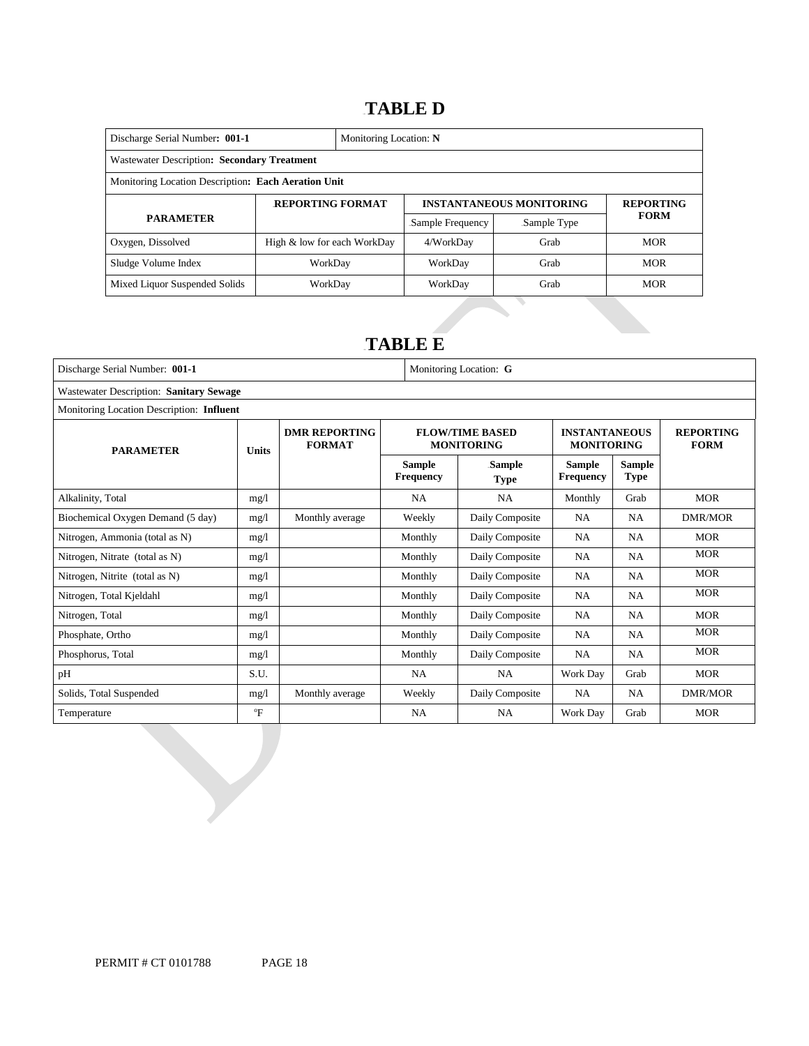## TABLE D

| Discharge Serial Number: **001-1** | Monitoring Location: **N** | | | |
|---|---|---|---|---|
| Wastewater Description: **Secondary Treatment** | | | | |
| Monitoring Location Description: **Each Aeration Unit** | | | | |
| **PARAMETER** | **REPORTING FORMAT** | **INSTANTANEOUS MONITORING** | | **REPORTING FORM** |
| | | Sample Frequency | Sample Type | |
| Oxygen, Dissolved | High & low for each WorkDay | 4/WorkDay | Grab | MOR |
| Sludge Volume Index | WorkDay | WorkDay | Grab | MOR |
| Mixed Liquor Suspended Solids | WorkDay | WorkDay | Grab | MOR |

## TABLE E

| Discharge Serial Number: **001-1** | | | Monitoring Location: **G** | | | | |
|---|---|---|---|---|---|---|---|
| Wastewater Description: **Sanitary Sewage** | | | | | | | |
| Monitoring Location Description: **Influent** | | | | | | | |
| **PARAMETER** | **Units** | **DMR REPORTING FORMAT** | **FLOW/TIME BASED MONITORING** | | **INSTANTANEOUS MONITORING** | | **REPORTING FORM** |
| | | | **Sample Frequency** | **Sample Type** | **Sample Frequency** | **Sample Type** | |
| Alkalinity, Total | mg/l | | NA | NA | Monthly | Grab | MOR |
| Biochemical Oxygen Demand (5 day) | mg/l | Monthly average | Weekly | Daily Composite | NA | NA | DMR/MOR |
| Nitrogen, Ammonia (total as N) | mg/l | | Monthly | Daily Composite | NA | NA | MOR |
| Nitrogen, Nitrate (total as N) | mg/l | | Monthly | Daily Composite | NA | NA | MOR |
| Nitrogen, Nitrite (total as N) | mg/l | | Monthly | Daily Composite | NA | NA | MOR |
| Nitrogen, Total Kjeldahl | mg/l | | Monthly | Daily Composite | NA | NA | MOR |
| Nitrogen, Total | mg/l | | Monthly | Daily Composite | NA | NA | MOR |
| Phosphate, Ortho | mg/l | | Monthly | Daily Composite | NA | NA | MOR |
| Phosphorus, Total | mg/l | | Monthly | Daily Composite | NA | NA | MOR |
| pH | S.U. | | NA | NA | Work Day | Grab | MOR |
| Solids, Total Suspended | mg/l | Monthly average | Weekly | Daily Composite | NA | NA | DMR/MOR |
| Temperature | °F | | NA | NA | Work Day | Grab | MOR |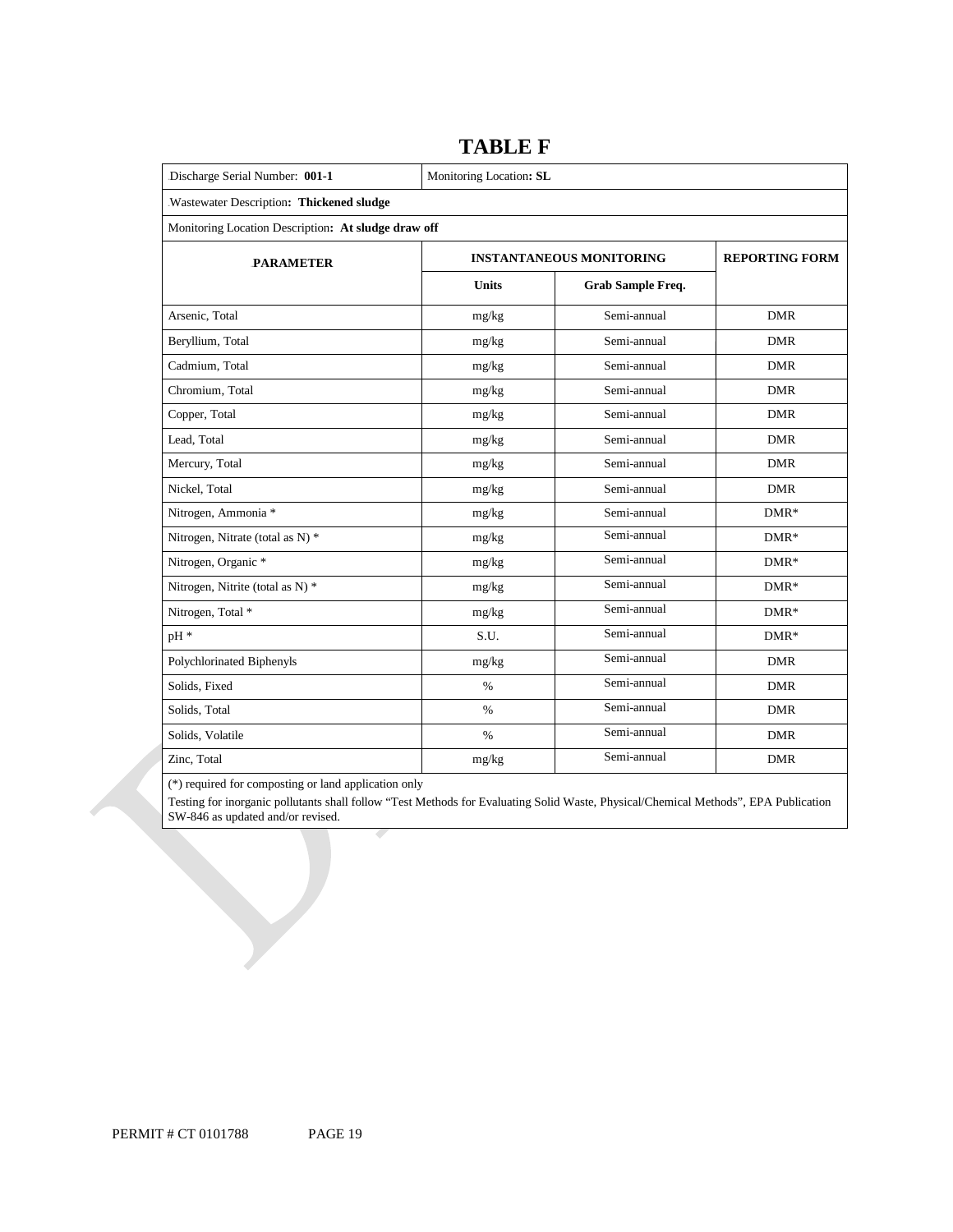# TABLE F

| Discharge Serial Number: **001-1** | Monitoring Location**: SL** | | |
|---|---|---|---|
| Wastewater Description**: Thickened sludge** | | | |
| Monitoring Location Description**: At sludge draw off** | | | |
| **PARAMETER** | **INSTANTANEOUS MONITORING** | | **REPORTING FORM** |
| | **Units** | **Grab Sample Freq.** | |
| Arsenic, Total | mg/kg | Semi-annual | DMR |
| Beryllium, Total | mg/kg | Semi-annual | DMR |
| Cadmium, Total | mg/kg | Semi-annual | DMR |
| Chromium, Total | mg/kg | Semi-annual | DMR |
| Copper, Total | mg/kg | Semi-annual | DMR |
| Lead, Total | mg/kg | Semi-annual | DMR |
| Mercury, Total | mg/kg | Semi-annual | DMR |
| Nickel, Total | mg/kg | Semi-annual | DMR |
| Nitrogen, Ammonia * | mg/kg | Semi-annual | DMR* |
| Nitrogen, Nitrate (total as N) * | mg/kg | Semi-annual | DMR* |
| Nitrogen, Organic * | mg/kg | Semi-annual | DMR* |
| Nitrogen, Nitrite (total as N) * | mg/kg | Semi-annual | DMR* |
| Nitrogen, Total * | mg/kg | Semi-annual | DMR* |
| pH * | S.U. | Semi-annual | DMR* |
| Polychlorinated Biphenyls | mg/kg | Semi-annual | DMR |
| Solids, Fixed | % | Semi-annual | DMR |
| Solids, Total | % | Semi-annual | DMR |
| Solids, Volatile | % | Semi-annual | DMR |
| Zinc, Total | mg/kg | Semi-annual | DMR |

(*) required for composting or land application only

Testing for inorganic pollutants shall follow "Test Methods for Evaluating Solid Waste, Physical/Chemical Methods", EPA Publication SW-846 as updated and/or revised.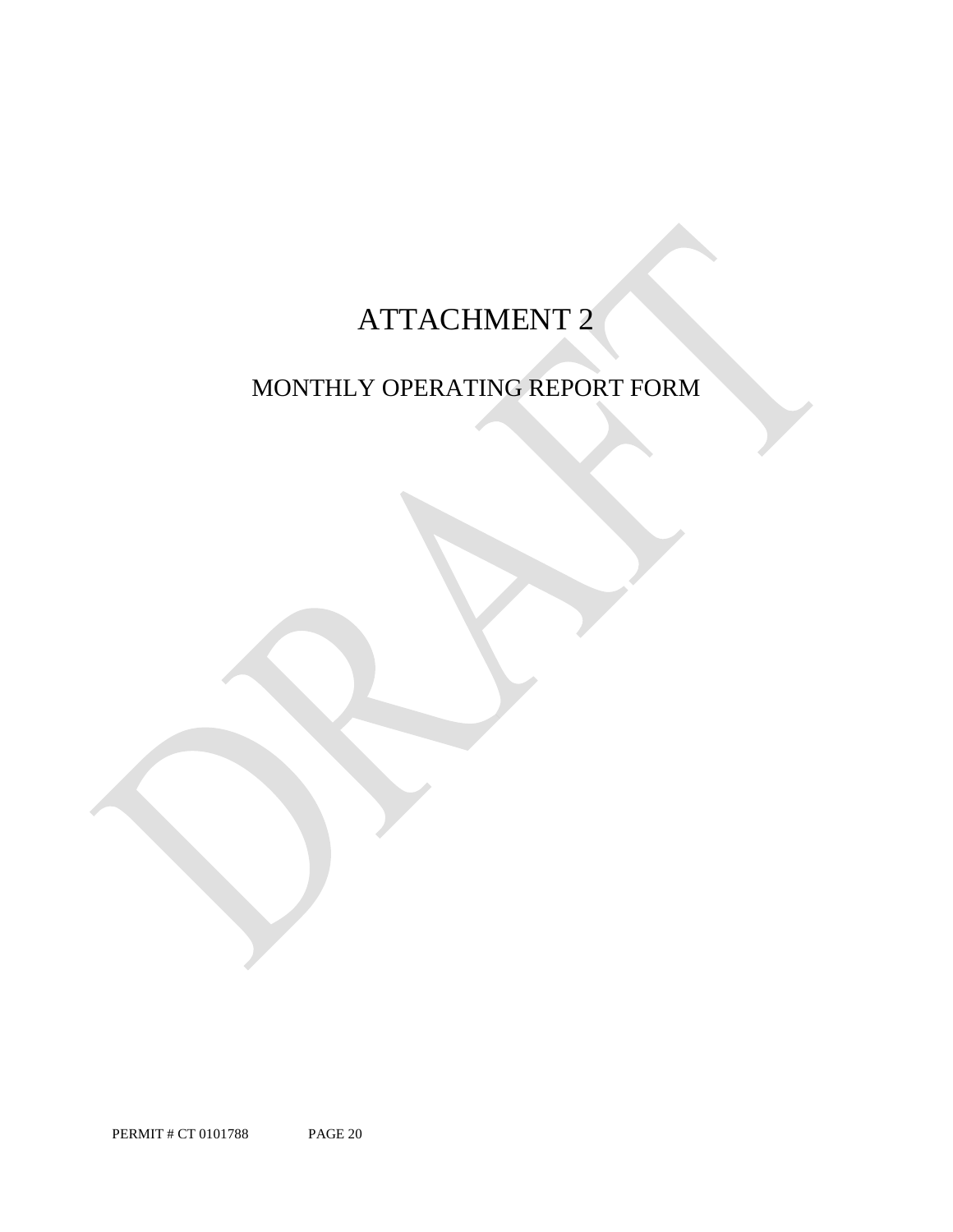# ATTACHMENT 2

## MONTHLY OPERATING REPORT FORM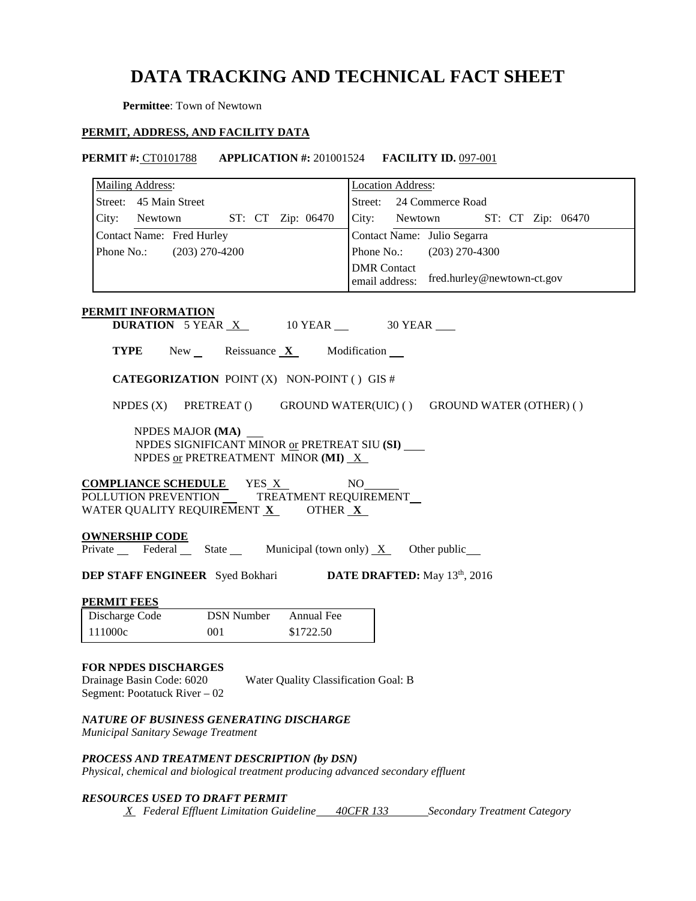# DATA TRACKING AND TECHNICAL FACT SHEET

**Permittee**: Town of Newtown

## PERMIT, ADDRESS, AND FACILITY DATA

**PERMIT #:** CT0101788 **APPLICATION #:** 201001524 **FACILITY ID.** 097-001

| Mailing Address: | Location Address: |
|---|---|
| Street: 45 Main Street | Street: 24 Commerce Road |
| City: Newtown ST: CT Zip: 06470 | City: Newtown ST: CT Zip: 06470 |
| Contact Name: Fred Hurley | Contact Name: Julio Segarra |
| Phone No.: (203) 270-4200 | Phone No.: (203) 270-4300 |
| | DMR Contact email address: fred.hurley@newtown-ct.gov |

**PERMIT INFORMATION**

**DURATION** 5 YEAR X  10 YEAR ___  30 YEAR ___

**TYPE** New ___ Reissuance **X** Modification ___

**CATEGORIZATION** POINT (X) NON-POINT ( ) GIS #

NPDES (X) PRETREAT () GROUND WATER(UIC) ( ) GROUND WATER (OTHER) ( )

NPDES MAJOR **(MA)** ___
NPDES SIGNIFICANT MINOR or PRETREAT SIU **(SI)** ___
NPDES or PRETREATMENT MINOR **(MI)** X

**COMPLIANCE SCHEDULE** YES X NO ___
POLLUTION PREVENTION ___ TREATMENT REQUIREMENT ___
WATER QUALITY REQUIREMENT **X** OTHER **X**

**OWNERSHIP CODE**
Private ___ Federal ___ State ___ Municipal (town only) X Other public ___

**DEP STAFF ENGINEER** Syed Bokhari **DATE DRAFTED:** May 13th, 2016

**PERMIT FEES**

| Discharge Code | DSN Number | Annual Fee |
|---|---|---|
| 111000c | 001 | $1722.50 |

**FOR NPDES DISCHARGES**
Drainage Basin Code: 6020 Water Quality Classification Goal: B
Segment: Pootatuck River – 02

***NATURE OF BUSINESS GENERATING DISCHARGE***
*Municipal Sanitary Sewage Treatment*

***PROCESS AND TREATMENT DESCRIPTION (by DSN)***
*Physical, chemical and biological treatment producing advanced secondary effluent*

***RESOURCES USED TO DRAFT PERMIT***
*X Federal Effluent Limitation Guideline 40CFR 133 Secondary Treatment Category*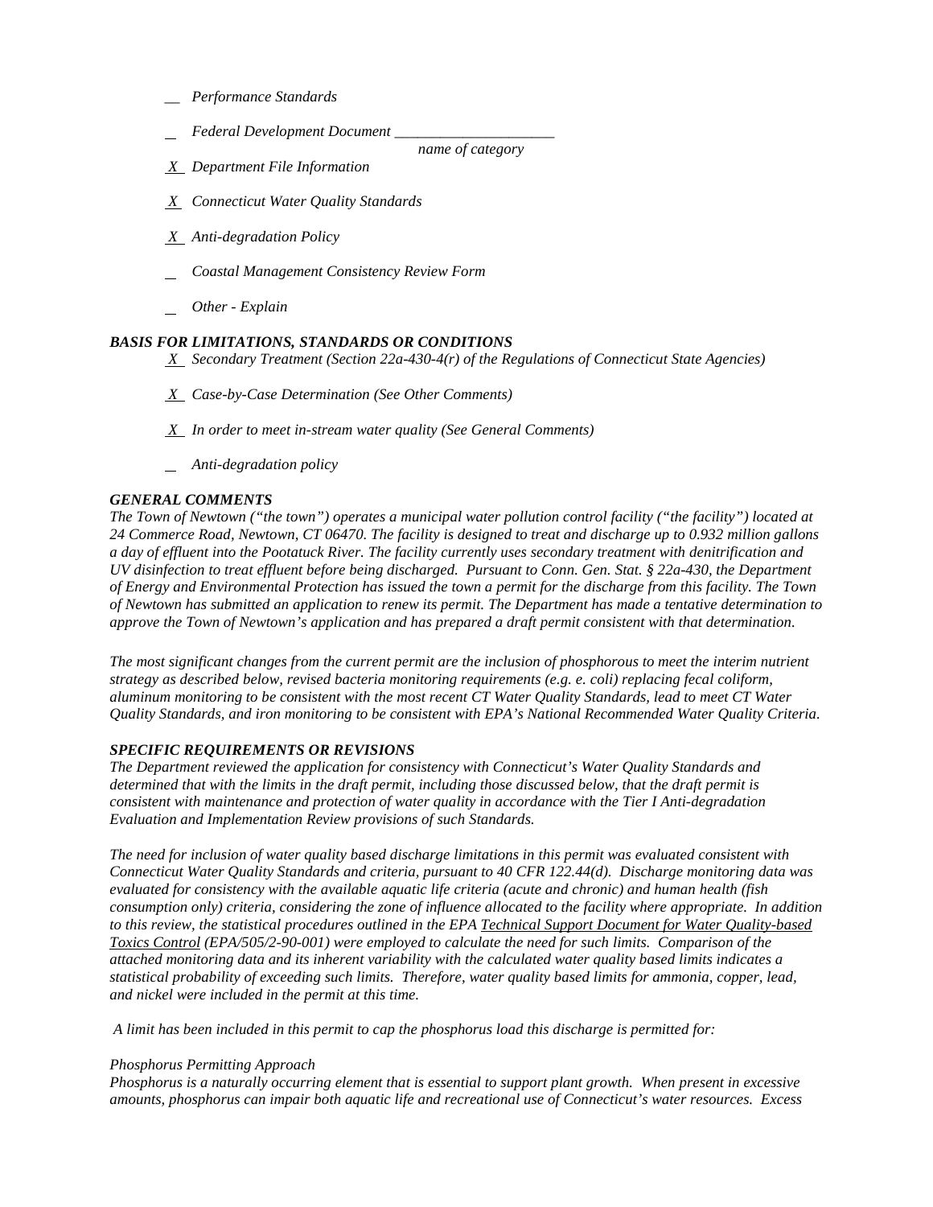*__ Performance Standards*

*_ Federal Development Document _____________________*
*name of category*

*X Department File Information*

*X Connecticut Water Quality Standards*

*X Anti-degradation Policy*

*_ Coastal Management Consistency Review Form*

*_ Other - Explain*

***BASIS FOR LIMITATIONS, STANDARDS OR CONDITIONS***

*X Secondary Treatment (Section 22a-430-4(r) of the Regulations of Connecticut State Agencies)*

*X Case-by-Case Determination (See Other Comments)*

*X In order to meet in-stream water quality (See General Comments)*

*_ Anti-degradation policy*

***GENERAL COMMENTS***

*The Town of Newtown ("the town") operates a municipal water pollution control facility ("the facility") located at 24 Commerce Road, Newtown, CT 06470. The facility is designed to treat and discharge up to 0.932 million gallons a day of effluent into the Pootatuck River. The facility currently uses secondary treatment with denitrification and UV disinfection to treat effluent before being discharged. Pursuant to Conn. Gen. Stat. § 22a-430, the Department of Energy and Environmental Protection has issued the town a permit for the discharge from this facility. The Town of Newtown has submitted an application to renew its permit. The Department has made a tentative determination to approve the Town of Newtown's application and has prepared a draft permit consistent with that determination.*

*The most significant changes from the current permit are the inclusion of phosphorous to meet the interim nutrient strategy as described below, revised bacteria monitoring requirements (e.g. e. coli) replacing fecal coliform, aluminum monitoring to be consistent with the most recent CT Water Quality Standards, lead to meet CT Water Quality Standards, and iron monitoring to be consistent with EPA's National Recommended Water Quality Criteria.*

***SPECIFIC REQUIREMENTS OR REVISIONS***

*The Department reviewed the application for consistency with Connecticut's Water Quality Standards and determined that with the limits in the draft permit, including those discussed below, that the draft permit is consistent with maintenance and protection of water quality in accordance with the Tier I Anti-degradation Evaluation and Implementation Review provisions of such Standards.*

*The need for inclusion of water quality based discharge limitations in this permit was evaluated consistent with Connecticut Water Quality Standards and criteria, pursuant to 40 CFR 122.44(d). Discharge monitoring data was evaluated for consistency with the available aquatic life criteria (acute and chronic) and human health (fish consumption only) criteria, considering the zone of influence allocated to the facility where appropriate. In addition to this review, the statistical procedures outlined in the EPA Technical Support Document for Water Quality-based Toxics Control (EPA/505/2-90-001) were employed to calculate the need for such limits. Comparison of the attached monitoring data and its inherent variability with the calculated water quality based limits indicates a statistical probability of exceeding such limits. Therefore, water quality based limits for ammonia, copper, lead, and nickel were included in the permit at this time.*

*A limit has been included in this permit to cap the phosphorus load this discharge is permitted for:*

*Phosphorus Permitting Approach*

*Phosphorus is a naturally occurring element that is essential to support plant growth. When present in excessive amounts, phosphorus can impair both aquatic life and recreational use of Connecticut's water resources. Excess*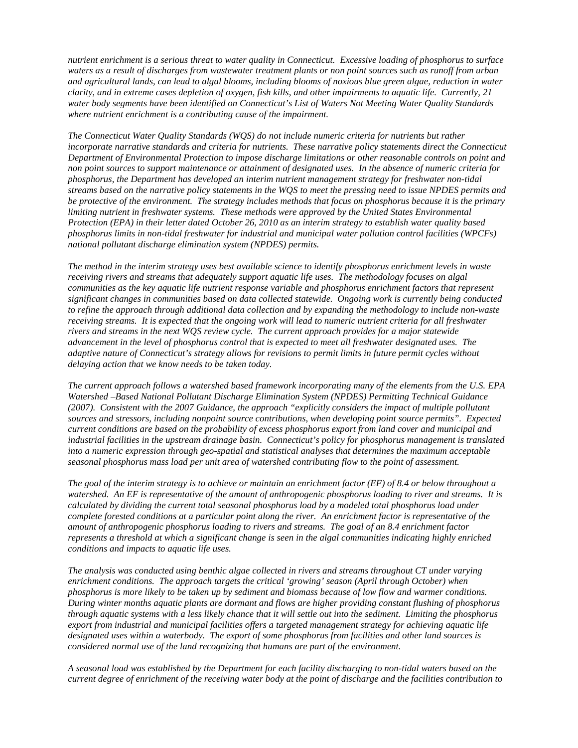*nutrient enrichment is a serious threat to water quality in Connecticut. Excessive loading of phosphorus to surface waters as a result of discharges from wastewater treatment plants or non point sources such as runoff from urban and agricultural lands, can lead to algal blooms, including blooms of noxious blue green algae, reduction in water clarity, and in extreme cases depletion of oxygen, fish kills, and other impairments to aquatic life. Currently, 21 water body segments have been identified on Connecticut's List of Waters Not Meeting Water Quality Standards where nutrient enrichment is a contributing cause of the impairment.*

*The Connecticut Water Quality Standards (WQS) do not include numeric criteria for nutrients but rather incorporate narrative standards and criteria for nutrients. These narrative policy statements direct the Connecticut Department of Environmental Protection to impose discharge limitations or other reasonable controls on point and non point sources to support maintenance or attainment of designated uses. In the absence of numeric criteria for phosphorus, the Department has developed an interim nutrient management strategy for freshwater non-tidal streams based on the narrative policy statements in the WQS to meet the pressing need to issue NPDES permits and be protective of the environment. The strategy includes methods that focus on phosphorus because it is the primary limiting nutrient in freshwater systems. These methods were approved by the United States Environmental Protection (EPA) in their letter dated October 26, 2010 as an interim strategy to establish water quality based phosphorus limits in non-tidal freshwater for industrial and municipal water pollution control facilities (WPCFs) national pollutant discharge elimination system (NPDES) permits.*

*The method in the interim strategy uses best available science to identify phosphorus enrichment levels in waste receiving rivers and streams that adequately support aquatic life uses. The methodology focuses on algal communities as the key aquatic life nutrient response variable and phosphorus enrichment factors that represent significant changes in communities based on data collected statewide. Ongoing work is currently being conducted to refine the approach through additional data collection and by expanding the methodology to include non-waste receiving streams. It is expected that the ongoing work will lead to numeric nutrient criteria for all freshwater rivers and streams in the next WQS review cycle. The current approach provides for a major statewide advancement in the level of phosphorus control that is expected to meet all freshwater designated uses. The adaptive nature of Connecticut's strategy allows for revisions to permit limits in future permit cycles without delaying action that we know needs to be taken today.*

*The current approach follows a watershed based framework incorporating many of the elements from the U.S. EPA Watershed –Based National Pollutant Discharge Elimination System (NPDES) Permitting Technical Guidance (2007). Consistent with the 2007 Guidance, the approach "explicitly considers the impact of multiple pollutant sources and stressors, including nonpoint source contributions, when developing point source permits". Expected current conditions are based on the probability of excess phosphorus export from land cover and municipal and industrial facilities in the upstream drainage basin. Connecticut's policy for phosphorus management is translated into a numeric expression through geo-spatial and statistical analyses that determines the maximum acceptable seasonal phosphorus mass load per unit area of watershed contributing flow to the point of assessment.*

*The goal of the interim strategy is to achieve or maintain an enrichment factor (EF) of 8.4 or below throughout a watershed. An EF is representative of the amount of anthropogenic phosphorus loading to river and streams. It is calculated by dividing the current total seasonal phosphorus load by a modeled total phosphorus load under complete forested conditions at a particular point along the river. An enrichment factor is representative of the amount of anthropogenic phosphorus loading to rivers and streams. The goal of an 8.4 enrichment factor represents a threshold at which a significant change is seen in the algal communities indicating highly enriched conditions and impacts to aquatic life uses.*

*The analysis was conducted using benthic algae collected in rivers and streams throughout CT under varying enrichment conditions. The approach targets the critical 'growing' season (April through October) when phosphorus is more likely to be taken up by sediment and biomass because of low flow and warmer conditions. During winter months aquatic plants are dormant and flows are higher providing constant flushing of phosphorus through aquatic systems with a less likely chance that it will settle out into the sediment. Limiting the phosphorus export from industrial and municipal facilities offers a targeted management strategy for achieving aquatic life designated uses within a waterbody. The export of some phosphorus from facilities and other land sources is considered normal use of the land recognizing that humans are part of the environment.*

*A seasonal load was established by the Department for each facility discharging to non-tidal waters based on the current degree of enrichment of the receiving water body at the point of discharge and the facilities contribution to*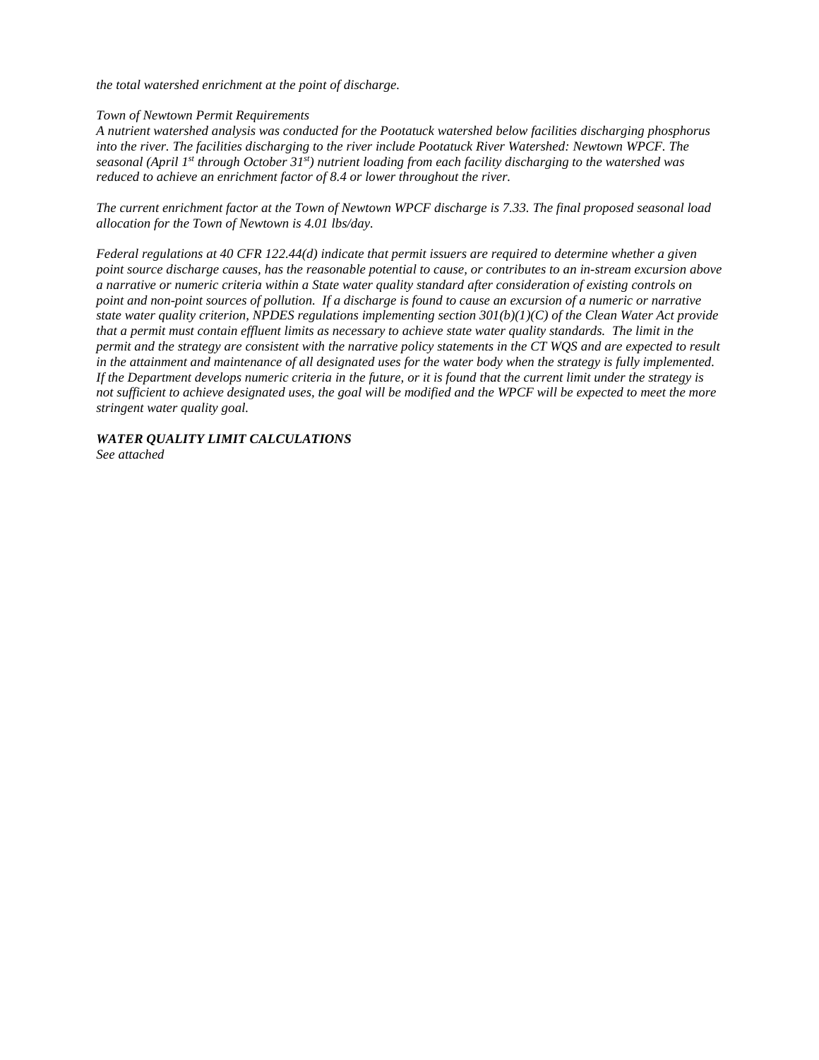*the total watershed enrichment at the point of discharge.*

*Town of Newtown Permit Requirements*
*A nutrient watershed analysis was conducted for the Pootatuck watershed below facilities discharging phosphorus into the river. The facilities discharging to the river include Pootatuck River Watershed: Newtown WPCF. The seasonal (April 1st through October 31st) nutrient loading from each facility discharging to the watershed was reduced to achieve an enrichment factor of 8.4 or lower throughout the river.*

*The current enrichment factor at the Town of Newtown WPCF discharge is 7.33. The final proposed seasonal load allocation for the Town of Newtown is 4.01 lbs/day.*

*Federal regulations at 40 CFR 122.44(d) indicate that permit issuers are required to determine whether a given point source discharge causes, has the reasonable potential to cause, or contributes to an in-stream excursion above a narrative or numeric criteria within a State water quality standard after consideration of existing controls on point and non-point sources of pollution. If a discharge is found to cause an excursion of a numeric or narrative state water quality criterion, NPDES regulations implementing section 301(b)(1)(C) of the Clean Water Act provide that a permit must contain effluent limits as necessary to achieve state water quality standards. The limit in the permit and the strategy are consistent with the narrative policy statements in the CT WQS and are expected to result in the attainment and maintenance of all designated uses for the water body when the strategy is fully implemented. If the Department develops numeric criteria in the future, or it is found that the current limit under the strategy is not sufficient to achieve designated uses, the goal will be modified and the WPCF will be expected to meet the more stringent water quality goal.*

***WATER QUALITY LIMIT CALCULATIONS***
*See attached*